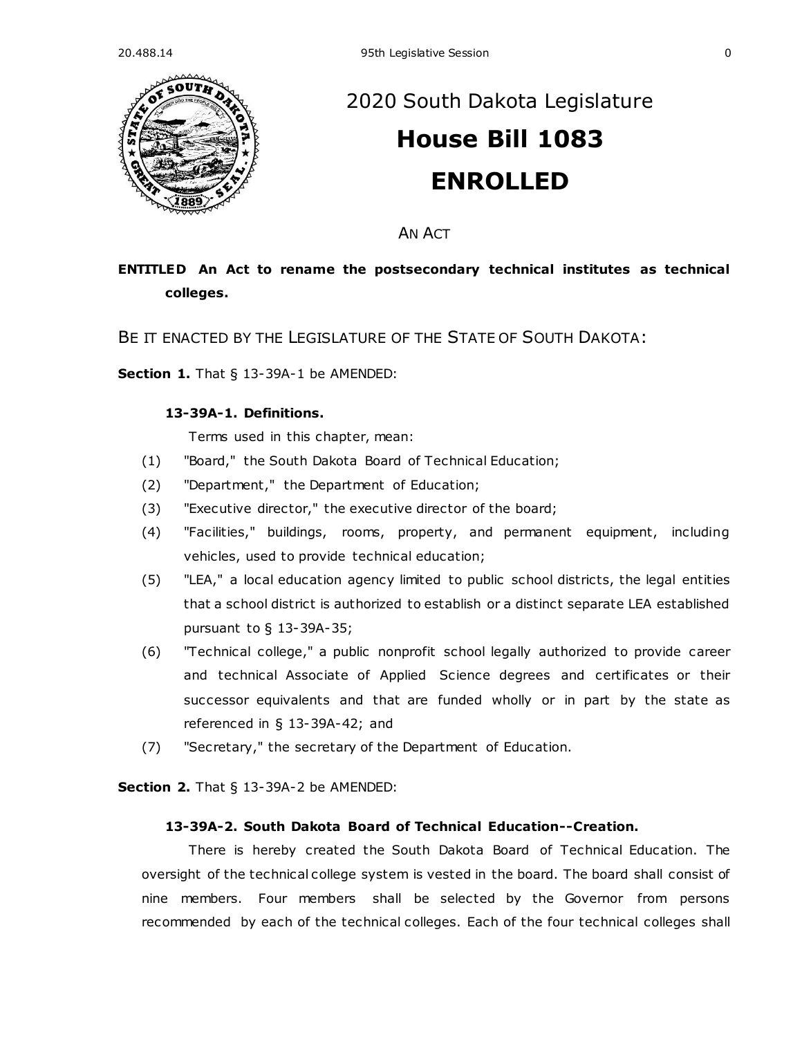# 2020 South Dakota Legislature

# House Bill 1083

# ENROLLED

AN ACT

**ENTITLED An Act to rename the postsecondary technical institutes as technical colleges.**

BE IT ENACTED BY THE LEGISLATURE OF THE STATE OF SOUTH DAKOTA:

**Section 1.** That § 13-39A-1 be AMENDED:

**13-39A-1. Definitions.**

Terms used in this chapter, mean:

(1) "Board," the South Dakota Board of Technical Education;

(2) "Department," the Department of Education;

(3) "Executive director," the executive director of the board;

(4) "Facilities," buildings, rooms, property, and permanent equipment, including vehicles, used to provide technical education;

(5) "LEA," a local education agency limited to public school districts, the legal entities that a school district is authorized to establish or a distinct separate LEA established pursuant to § 13-39A-35;

(6) "Technical college," a public nonprofit school legally authorized to provide career and technical Associate of Applied Science degrees and certificates or their successor equivalents and that are funded wholly or in part by the state as referenced in § 13-39A-42; and

(7) "Secretary," the secretary of the Department of Education.

**Section 2.** That § 13-39A-2 be AMENDED:

**13-39A-2. South Dakota Board of Technical Education--Creation.**

There is hereby created the South Dakota Board of Technical Education. The oversight of the technical college system is vested in the board. The board shall consist of nine members. Four members shall be selected by the Governor from persons recommended by each of the technical colleges. Each of the four technical colleges shall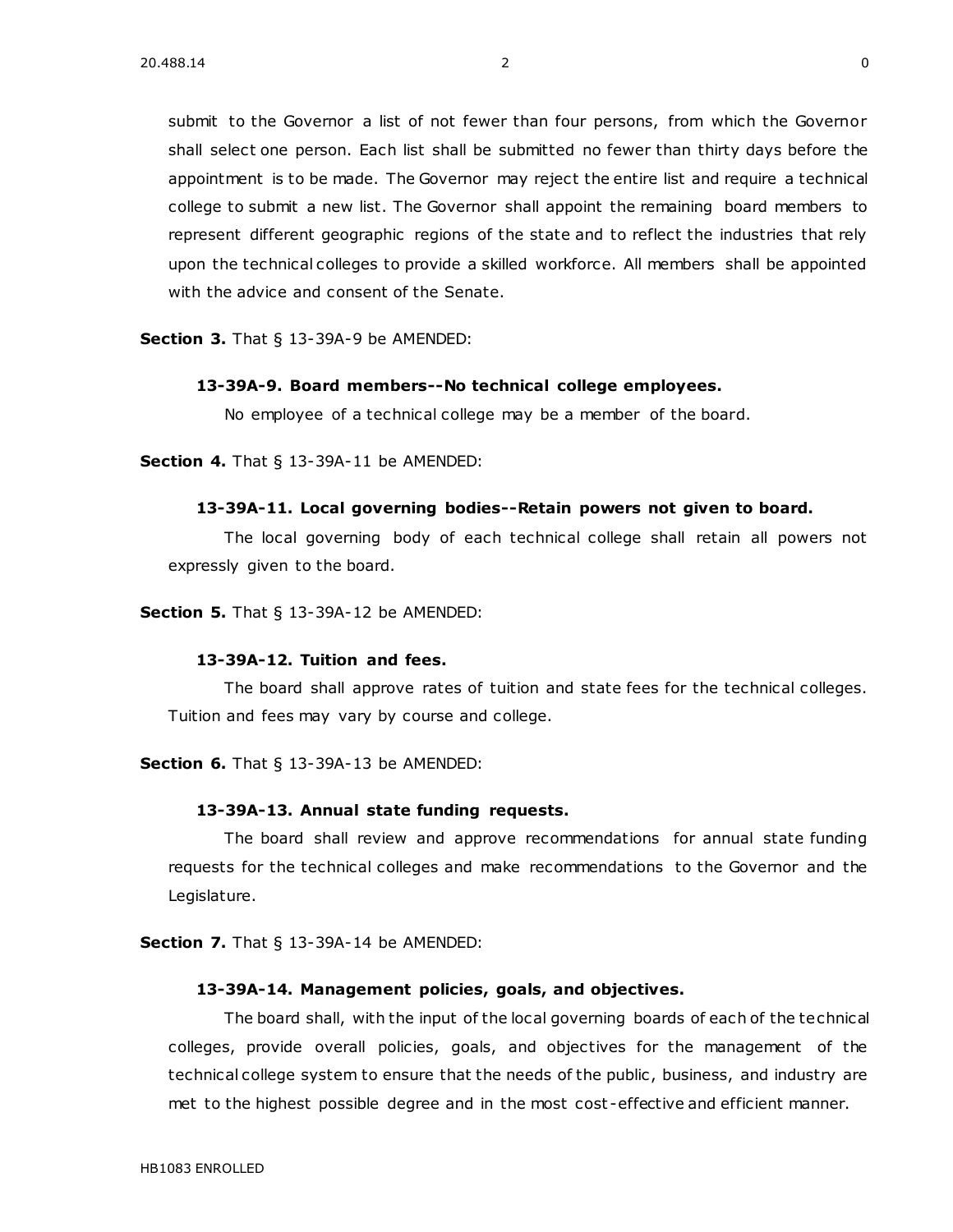submit to the Governor a list of not fewer than four persons, from which the Governor shall select one person. Each list shall be submitted no fewer than thirty days before the appointment is to be made. The Governor may reject the entire list and require a technical college to submit a new list. The Governor shall appoint the remaining board members to represent different geographic regions of the state and to reflect the industries that rely upon the technical colleges to provide a skilled workforce. All members shall be appointed with the advice and consent of the Senate.

**Section 3.** That § 13-39A-9 be AMENDED:

**13-39A-9. Board members--No technical college employees.**

No employee of a technical college may be a member of the board.

**Section 4.** That § 13-39A-11 be AMENDED:

**13-39A-11. Local governing bodies--Retain powers not given to board.**

The local governing body of each technical college shall retain all powers not expressly given to the board.

**Section 5.** That § 13-39A-12 be AMENDED:

**13-39A-12. Tuition and fees.**

The board shall approve rates of tuition and state fees for the technical colleges. Tuition and fees may vary by course and college.

**Section 6.** That § 13-39A-13 be AMENDED:

**13-39A-13. Annual state funding requests.**

The board shall review and approve recommendations for annual state funding requests for the technical colleges and make recommendations to the Governor and the Legislature.

**Section 7.** That § 13-39A-14 be AMENDED:

**13-39A-14. Management policies, goals, and objectives.**

The board shall, with the input of the local governing boards of each of the technical colleges, provide overall policies, goals, and objectives for the management of the technical college system to ensure that the needs of the public, business, and industry are met to the highest possible degree and in the most cost-effective and efficient manner.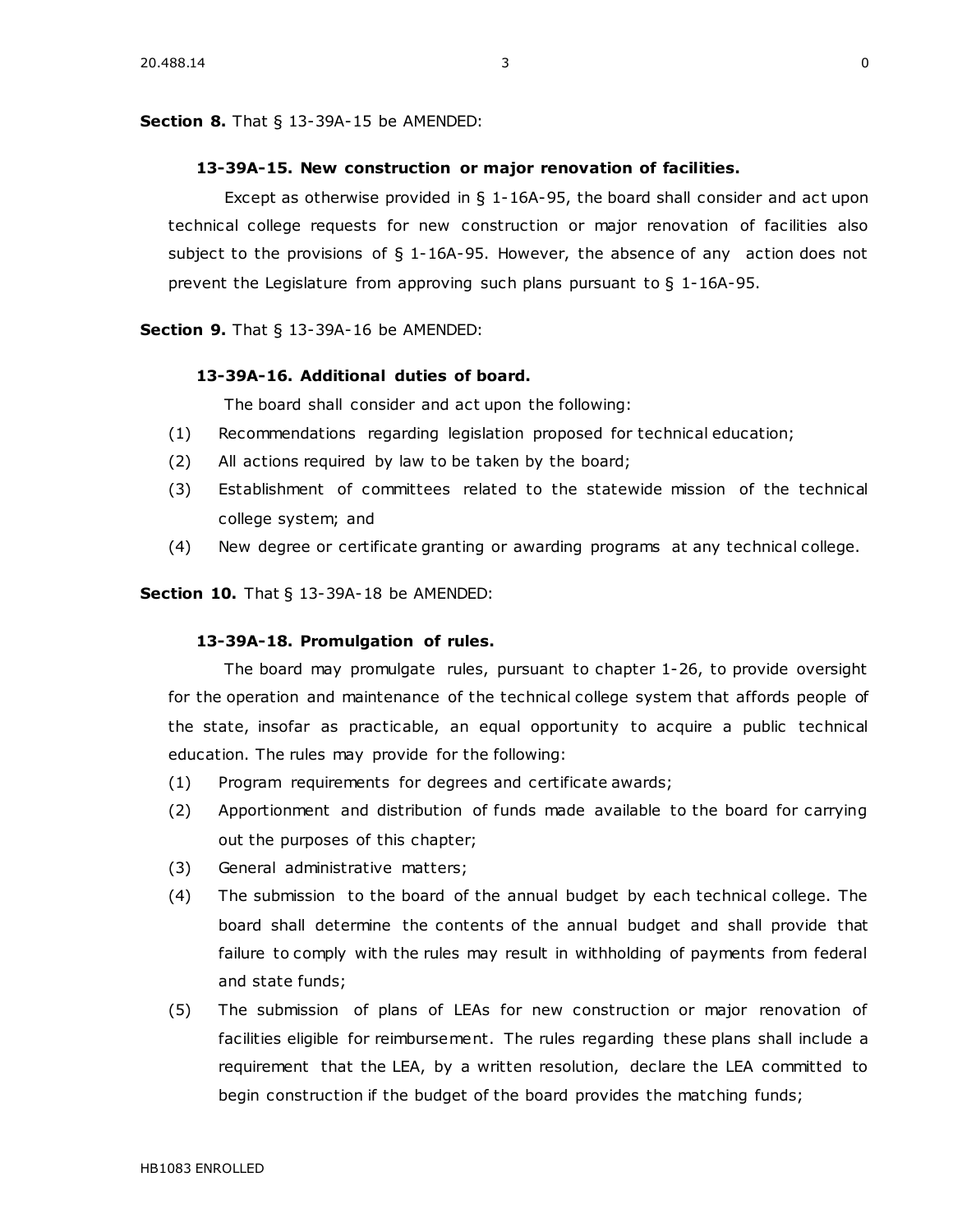**Section 8.** That § 13-39A-15 be AMENDED:

**13-39A-15. New construction or major renovation of facilities.**

Except as otherwise provided in § 1-16A-95, the board shall consider and act upon technical college requests for new construction or major renovation of facilities also subject to the provisions of § 1-16A-95. However, the absence of any action does not prevent the Legislature from approving such plans pursuant to § 1-16A-95.

**Section 9.** That § 13-39A-16 be AMENDED:

**13-39A-16. Additional duties of board.**

The board shall consider and act upon the following:

(1) Recommendations regarding legislation proposed for technical education;

(2) All actions required by law to be taken by the board;

(3) Establishment of committees related to the statewide mission of the technical college system; and

(4) New degree or certificate granting or awarding programs at any technical college.

**Section 10.** That § 13-39A-18 be AMENDED:

**13-39A-18. Promulgation of rules.**

The board may promulgate rules, pursuant to chapter 1-26, to provide oversight for the operation and maintenance of the technical college system that affords people of the state, insofar as practicable, an equal opportunity to acquire a public technical education. The rules may provide for the following:

(1) Program requirements for degrees and certificate awards;

(2) Apportionment and distribution of funds made available to the board for carrying out the purposes of this chapter;

(3) General administrative matters;

(4) The submission to the board of the annual budget by each technical college. The board shall determine the contents of the annual budget and shall provide that failure to comply with the rules may result in withholding of payments from federal and state funds;

(5) The submission of plans of LEAs for new construction or major renovation of facilities eligible for reimbursement. The rules regarding these plans shall include a requirement that the LEA, by a written resolution, declare the LEA committed to begin construction if the budget of the board provides the matching funds;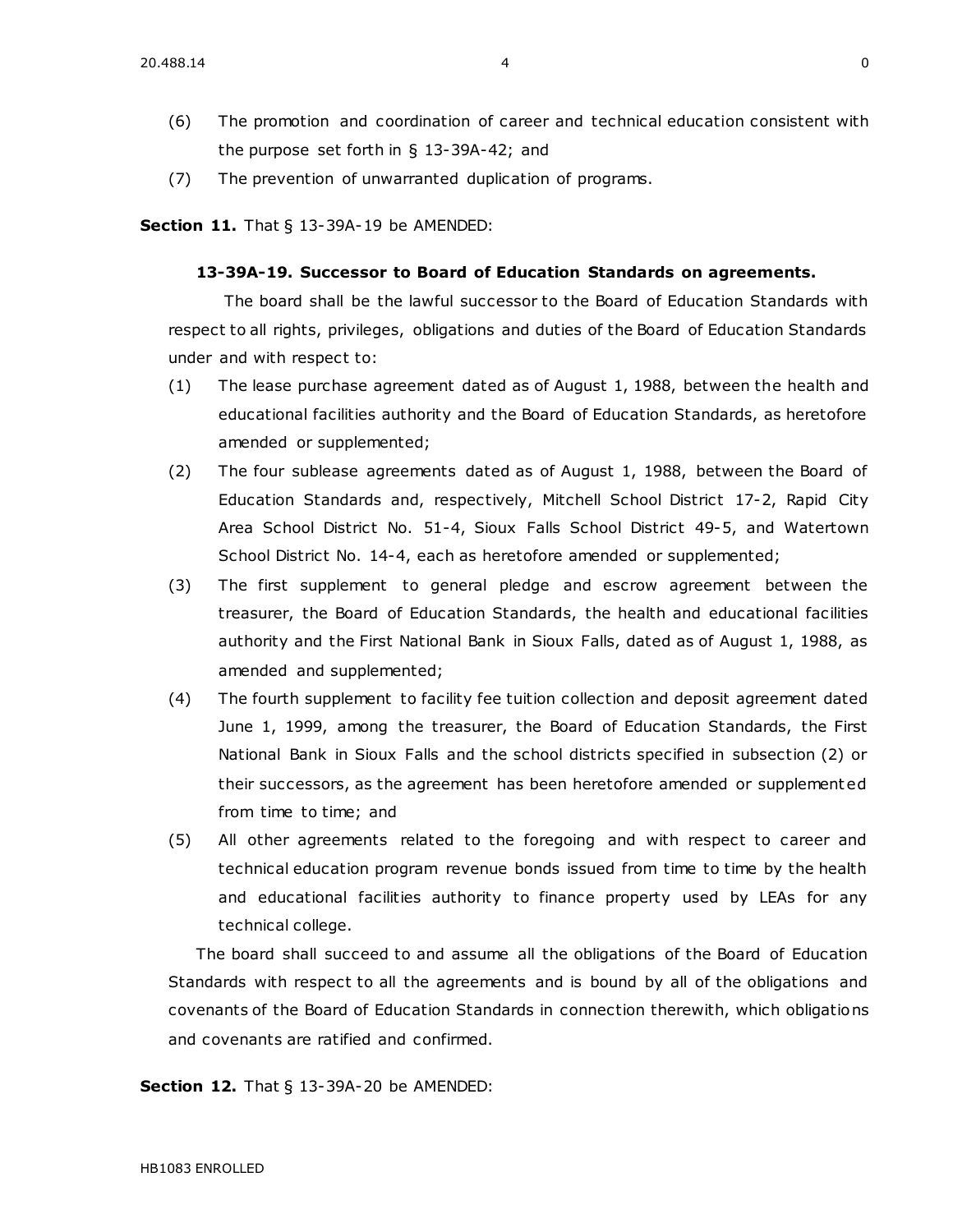(6) The promotion and coordination of career and technical education consistent with the purpose set forth in § 13-39A-42; and

(7) The prevention of unwarranted duplication of programs.

**Section 11.** That § 13-39A-19 be AMENDED:

**13-39A-19. Successor to Board of Education Standards on agreements.**

The board shall be the lawful successor to the Board of Education Standards with respect to all rights, privileges, obligations and duties of the Board of Education Standards under and with respect to:

(1) The lease purchase agreement dated as of August 1, 1988, between the health and educational facilities authority and the Board of Education Standards, as heretofore amended or supplemented;

(2) The four sublease agreements dated as of August 1, 1988, between the Board of Education Standards and, respectively, Mitchell School District 17-2, Rapid City Area School District No. 51-4, Sioux Falls School District 49-5, and Watertown School District No. 14-4, each as heretofore amended or supplemented;

(3) The first supplement to general pledge and escrow agreement between the treasurer, the Board of Education Standards, the health and educational facilities authority and the First National Bank in Sioux Falls, dated as of August 1, 1988, as amended and supplemented;

(4) The fourth supplement to facility fee tuition collection and deposit agreement dated June 1, 1999, among the treasurer, the Board of Education Standards, the First National Bank in Sioux Falls and the school districts specified in subsection (2) or their successors, as the agreement has been heretofore amended or supplemented from time to time; and

(5) All other agreements related to the foregoing and with respect to career and technical education program revenue bonds issued from time to time by the health and educational facilities authority to finance property used by LEAs for any technical college.

The board shall succeed to and assume all the obligations of the Board of Education Standards with respect to all the agreements and is bound by all of the obligations and covenants of the Board of Education Standards in connection therewith, which obligations and covenants are ratified and confirmed.

**Section 12.** That § 13-39A-20 be AMENDED: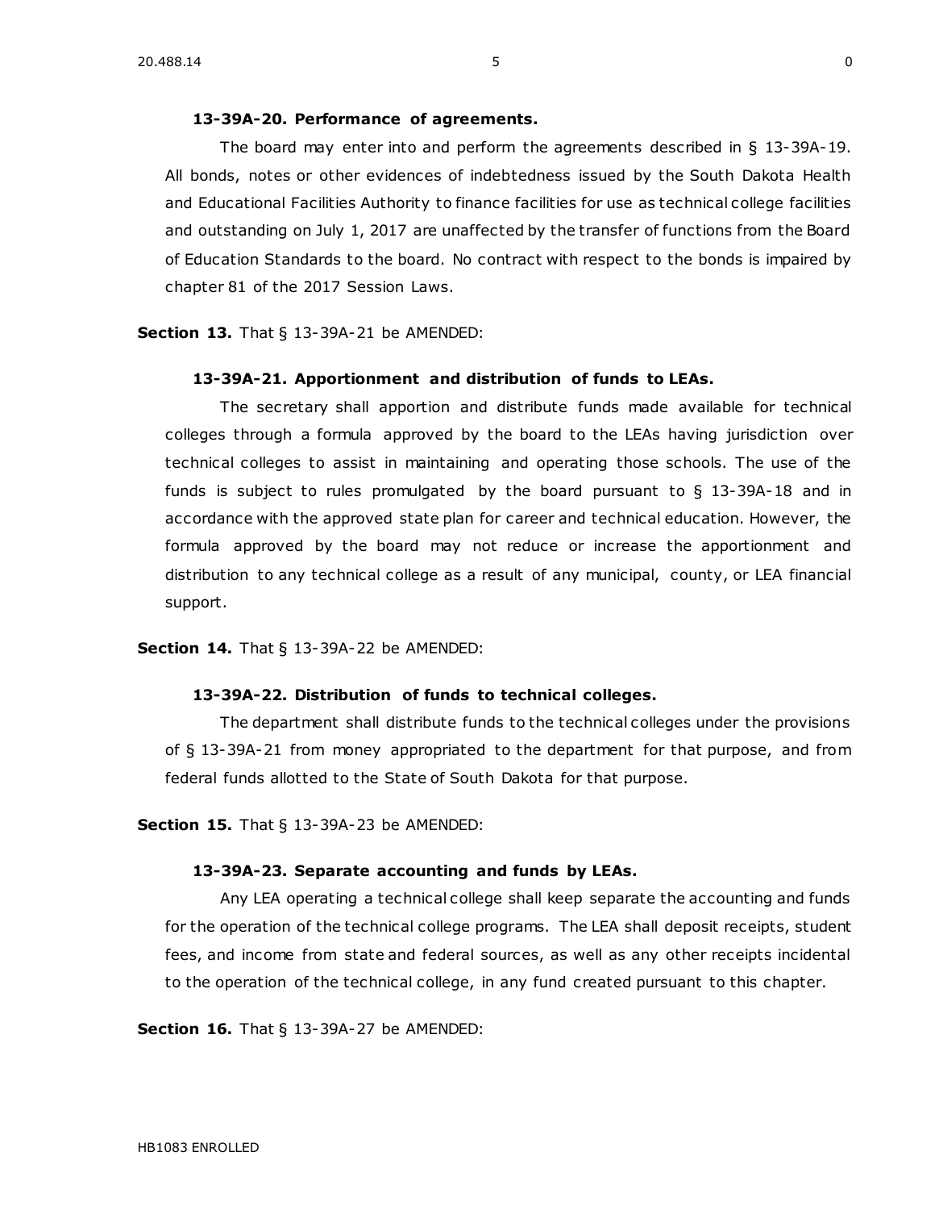**13-39A-20. Performance of agreements.**

The board may enter into and perform the agreements described in § 13-39A-19. All bonds, notes or other evidences of indebtedness issued by the South Dakota Health and Educational Facilities Authority to finance facilities for use as technical college facilities and outstanding on July 1, 2017 are unaffected by the transfer of functions from the Board of Education Standards to the board. No contract with respect to the bonds is impaired by chapter 81 of the 2017 Session Laws.

**Section 13.** That § 13-39A-21 be AMENDED:

**13-39A-21. Apportionment and distribution of funds to LEAs.**

The secretary shall apportion and distribute funds made available for technical colleges through a formula approved by the board to the LEAs having jurisdiction over technical colleges to assist in maintaining and operating those schools. The use of the funds is subject to rules promulgated by the board pursuant to § 13-39A-18 and in accordance with the approved state plan for career and technical education. However, the formula approved by the board may not reduce or increase the apportionment and distribution to any technical college as a result of any municipal, county, or LEA financial support.

**Section 14.** That § 13-39A-22 be AMENDED:

**13-39A-22. Distribution of funds to technical colleges.**

The department shall distribute funds to the technical colleges under the provisions of § 13-39A-21 from money appropriated to the department for that purpose, and from federal funds allotted to the State of South Dakota for that purpose.

**Section 15.** That § 13-39A-23 be AMENDED:

**13-39A-23. Separate accounting and funds by LEAs.**

Any LEA operating a technical college shall keep separate the accounting and funds for the operation of the technical college programs. The LEA shall deposit receipts, student fees, and income from state and federal sources, as well as any other receipts incidental to the operation of the technical college, in any fund created pursuant to this chapter.

**Section 16.** That § 13-39A-27 be AMENDED: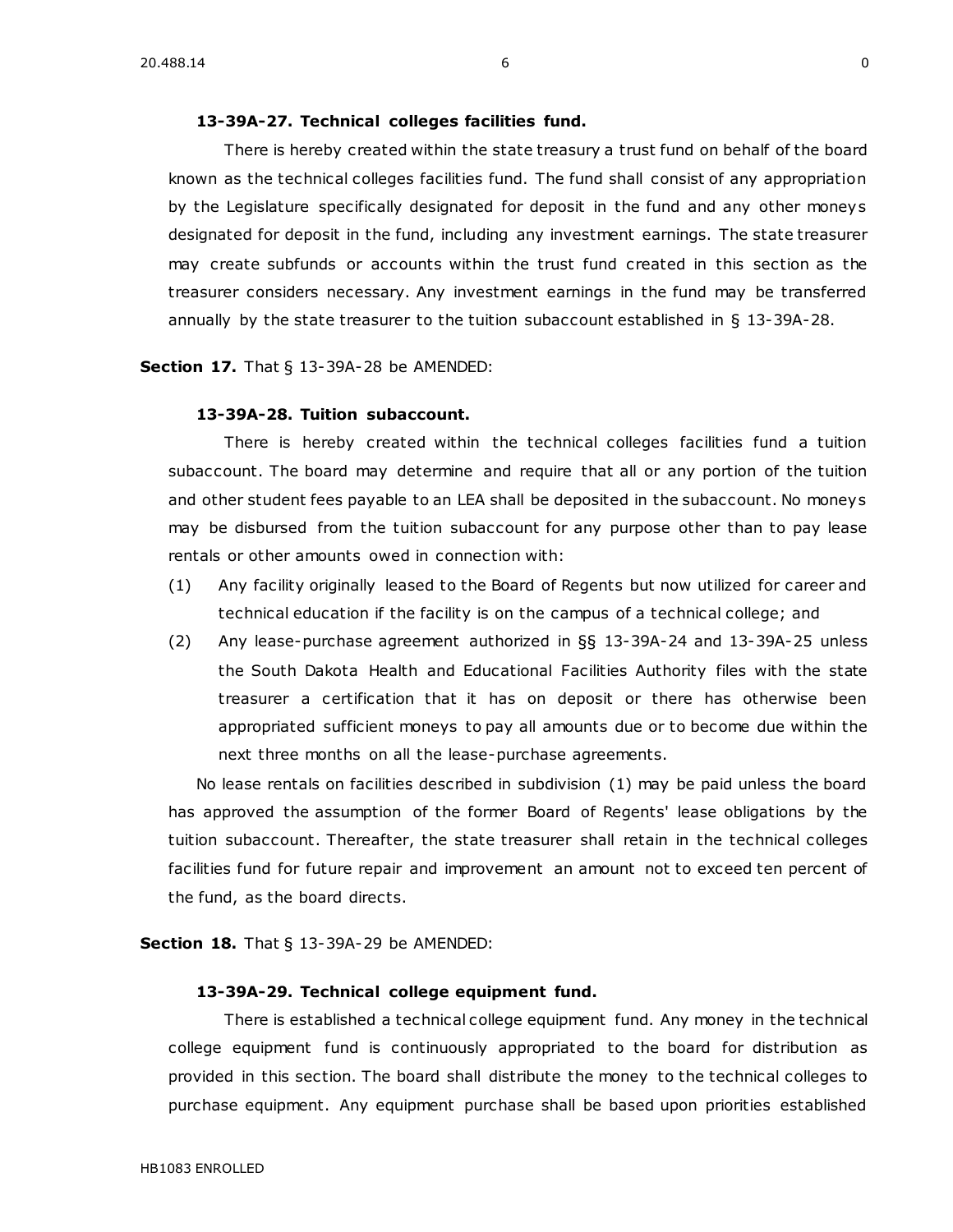**13-39A-27. Technical colleges facilities fund.**

There is hereby created within the state treasury a trust fund on behalf of the board known as the technical colleges facilities fund. The fund shall consist of any appropriation by the Legislature specifically designated for deposit in the fund and any other moneys designated for deposit in the fund, including any investment earnings. The state treasurer may create subfunds or accounts within the trust fund created in this section as the treasurer considers necessary. Any investment earnings in the fund may be transferred annually by the state treasurer to the tuition subaccount established in § 13-39A-28.

**Section 17.** That § 13-39A-28 be AMENDED:

**13-39A-28. Tuition subaccount.**

There is hereby created within the technical colleges facilities fund a tuition subaccount. The board may determine and require that all or any portion of the tuition and other student fees payable to an LEA shall be deposited in the subaccount. No moneys may be disbursed from the tuition subaccount for any purpose other than to pay lease rentals or other amounts owed in connection with:

(1) Any facility originally leased to the Board of Regents but now utilized for career and technical education if the facility is on the campus of a technical college; and

(2) Any lease-purchase agreement authorized in §§ 13-39A-24 and 13-39A-25 unless the South Dakota Health and Educational Facilities Authority files with the state treasurer a certification that it has on deposit or there has otherwise been appropriated sufficient moneys to pay all amounts due or to become due within the next three months on all the lease-purchase agreements.

No lease rentals on facilities described in subdivision (1) may be paid unless the board has approved the assumption of the former Board of Regents' lease obligations by the tuition subaccount. Thereafter, the state treasurer shall retain in the technical colleges facilities fund for future repair and improvement an amount not to exceed ten percent of the fund, as the board directs.

**Section 18.** That § 13-39A-29 be AMENDED:

**13-39A-29. Technical college equipment fund.**

There is established a technical college equipment fund. Any money in the technical college equipment fund is continuously appropriated to the board for distribution as provided in this section. The board shall distribute the money to the technical colleges to purchase equipment. Any equipment purchase shall be based upon priorities established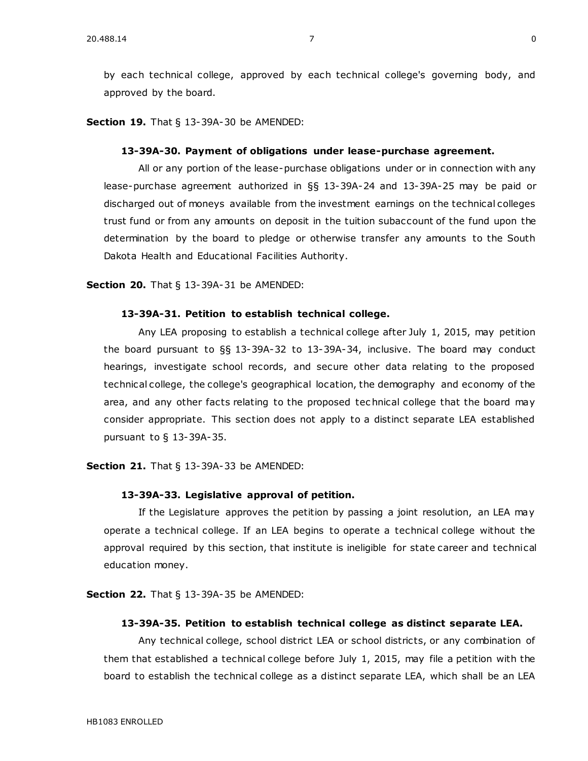by each technical college, approved by each technical college's governing body, and approved by the board.

**Section 19.** That § 13-39A-30 be AMENDED:

**13-39A-30. Payment of obligations under lease-purchase agreement.**

All or any portion of the lease-purchase obligations under or in connection with any lease-purchase agreement authorized in §§ 13-39A-24 and 13-39A-25 may be paid or discharged out of moneys available from the investment earnings on the technical colleges trust fund or from any amounts on deposit in the tuition subaccount of the fund upon the determination by the board to pledge or otherwise transfer any amounts to the South Dakota Health and Educational Facilities Authority.

**Section 20.** That § 13-39A-31 be AMENDED:

**13-39A-31. Petition to establish technical college.**

Any LEA proposing to establish a technical college after July 1, 2015, may petition the board pursuant to §§ 13-39A-32 to 13-39A-34, inclusive. The board may conduct hearings, investigate school records, and secure other data relating to the proposed technical college, the college's geographical location, the demography and economy of the area, and any other facts relating to the proposed technical college that the board may consider appropriate. This section does not apply to a distinct separate LEA established pursuant to § 13-39A-35.

**Section 21.** That § 13-39A-33 be AMENDED:

**13-39A-33. Legislative approval of petition.**

If the Legislature approves the petition by passing a joint resolution, an LEA may operate a technical college. If an LEA begins to operate a technical college without the approval required by this section, that institute is ineligible for state career and technical education money.

**Section 22.** That § 13-39A-35 be AMENDED:

**13-39A-35. Petition to establish technical college as distinct separate LEA.**

Any technical college, school district LEA or school districts, or any combination of them that established a technical college before July 1, 2015, may file a petition with the board to establish the technical college as a distinct separate LEA, which shall be an LEA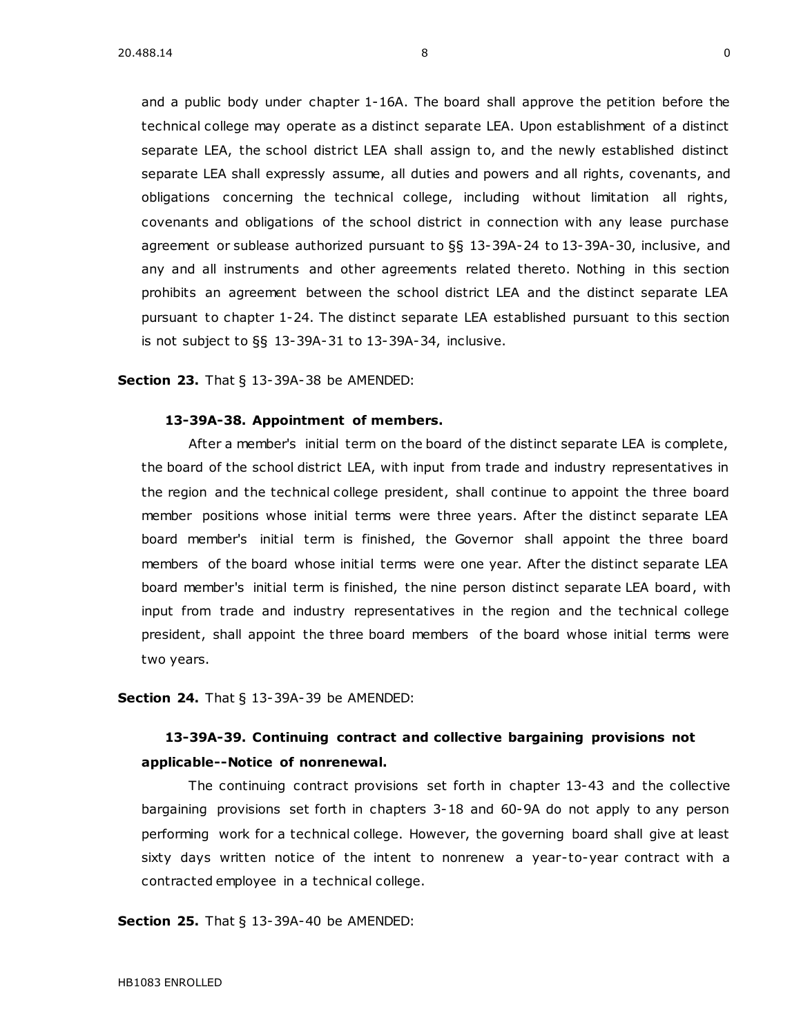and a public body under chapter 1-16A. The board shall approve the petition before the technical college may operate as a distinct separate LEA. Upon establishment of a distinct separate LEA, the school district LEA shall assign to, and the newly established distinct separate LEA shall expressly assume, all duties and powers and all rights, covenants, and obligations concerning the technical college, including without limitation all rights, covenants and obligations of the school district in connection with any lease purchase agreement or sublease authorized pursuant to §§ 13-39A-24 to 13-39A-30, inclusive, and any and all instruments and other agreements related thereto. Nothing in this section prohibits an agreement between the school district LEA and the distinct separate LEA pursuant to chapter 1-24. The distinct separate LEA established pursuant to this section is not subject to §§ 13-39A-31 to 13-39A-34, inclusive.

**Section 23.** That § 13-39A-38 be AMENDED:

**13-39A-38. Appointment of members.**

After a member's initial term on the board of the distinct separate LEA is complete, the board of the school district LEA, with input from trade and industry representatives in the region and the technical college president, shall continue to appoint the three board member positions whose initial terms were three years. After the distinct separate LEA board member's initial term is finished, the Governor shall appoint the three board members of the board whose initial terms were one year. After the distinct separate LEA board member's initial term is finished, the nine person distinct separate LEA board, with input from trade and industry representatives in the region and the technical college president, shall appoint the three board members of the board whose initial terms were two years.

**Section 24.** That § 13-39A-39 be AMENDED:

**13-39A-39. Continuing contract and collective bargaining provisions not applicable--Notice of nonrenewal.**

The continuing contract provisions set forth in chapter 13-43 and the collective bargaining provisions set forth in chapters 3-18 and 60-9A do not apply to any person performing work for a technical college. However, the governing board shall give at least sixty days written notice of the intent to nonrenew a year-to-year contract with a contracted employee in a technical college.

**Section 25.** That § 13-39A-40 be AMENDED: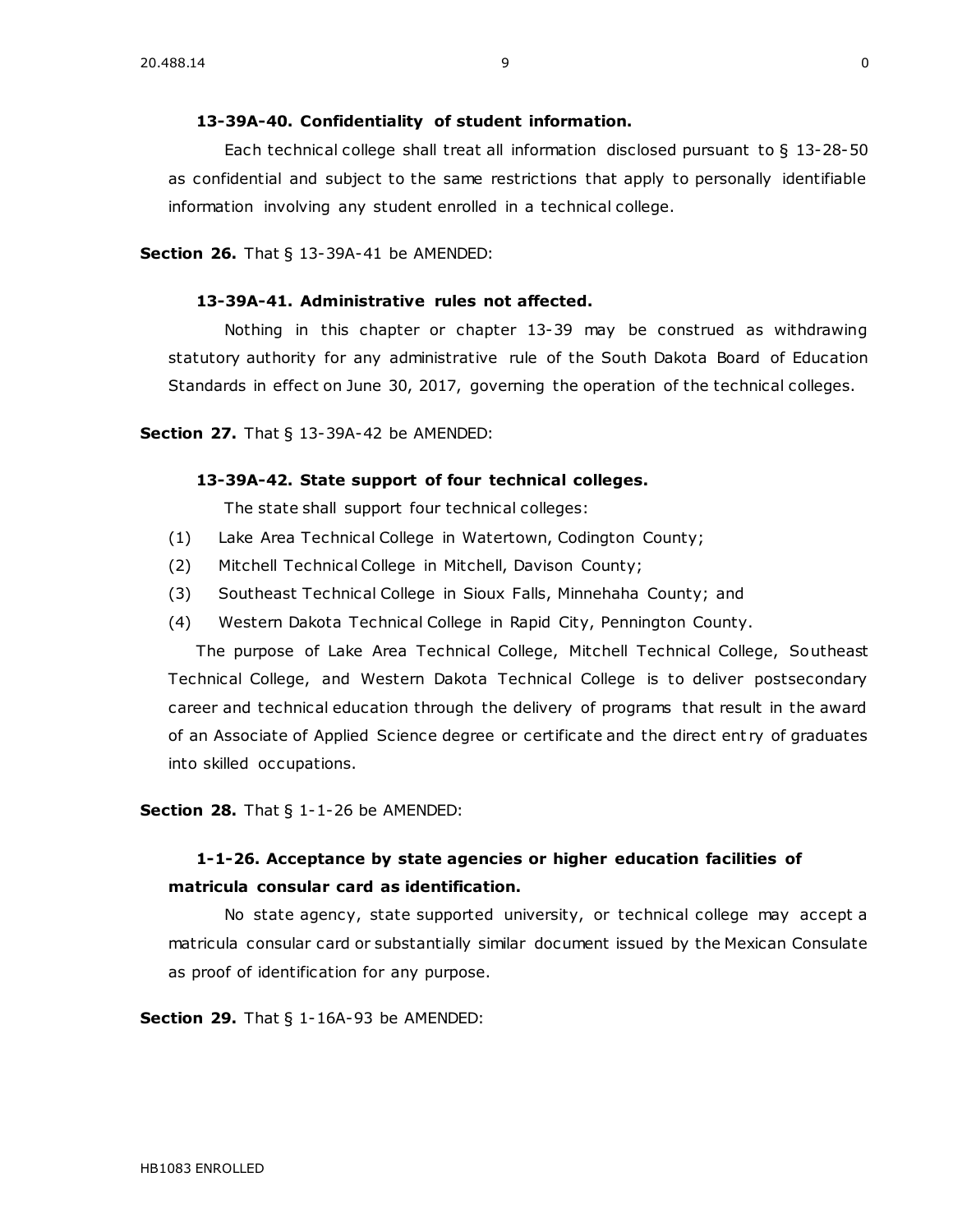**13-39A-40. Confidentiality of student information.**

Each technical college shall treat all information disclosed pursuant to § 13-28-50 as confidential and subject to the same restrictions that apply to personally identifiable information involving any student enrolled in a technical college.

**Section 26.** That § 13-39A-41 be AMENDED:

**13-39A-41. Administrative rules not affected.**

Nothing in this chapter or chapter 13-39 may be construed as withdrawing statutory authority for any administrative rule of the South Dakota Board of Education Standards in effect on June 30, 2017, governing the operation of the technical colleges.

**Section 27.** That § 13-39A-42 be AMENDED:

**13-39A-42. State support of four technical colleges.**

The state shall support four technical colleges:

(1) Lake Area Technical College in Watertown, Codington County;

(2) Mitchell Technical College in Mitchell, Davison County;

(3) Southeast Technical College in Sioux Falls, Minnehaha County; and

(4) Western Dakota Technical College in Rapid City, Pennington County.

The purpose of Lake Area Technical College, Mitchell Technical College, Southeast Technical College, and Western Dakota Technical College is to deliver postsecondary career and technical education through the delivery of programs that result in the award of an Associate of Applied Science degree or certificate and the direct entry of graduates into skilled occupations.

**Section 28.** That § 1-1-26 be AMENDED:

**1-1-26. Acceptance by state agencies or higher education facilities of matricula consular card as identification.**

No state agency, state supported university, or technical college may accept a matricula consular card or substantially similar document issued by the Mexican Consulate as proof of identification for any purpose.

**Section 29.** That § 1-16A-93 be AMENDED: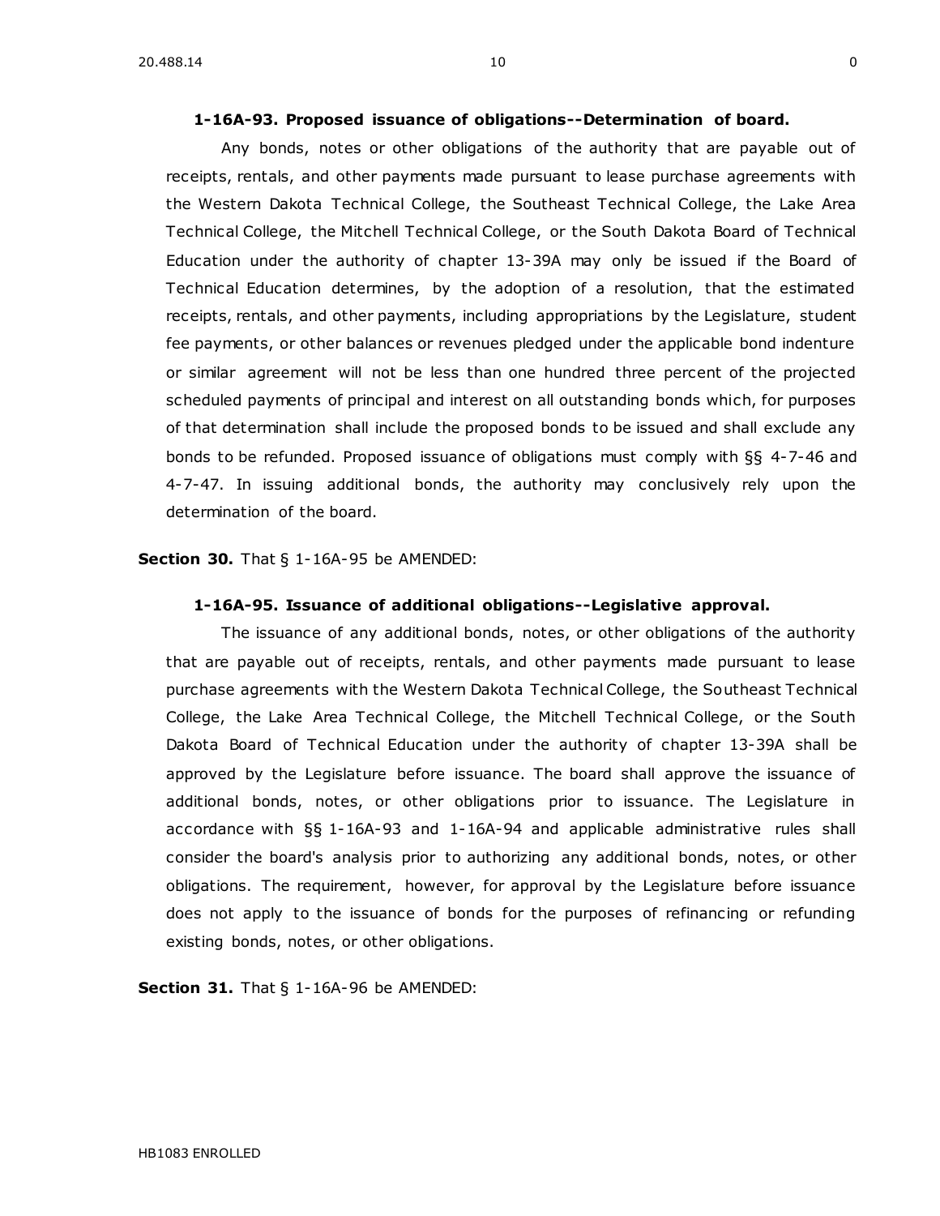**1-16A-93. Proposed issuance of obligations--Determination of board.**

Any bonds, notes or other obligations of the authority that are payable out of receipts, rentals, and other payments made pursuant to lease purchase agreements with the Western Dakota Technical College, the Southeast Technical College, the Lake Area Technical College, the Mitchell Technical College, or the South Dakota Board of Technical Education under the authority of chapter 13-39A may only be issued if the Board of Technical Education determines, by the adoption of a resolution, that the estimated receipts, rentals, and other payments, including appropriations by the Legislature, student fee payments, or other balances or revenues pledged under the applicable bond indenture or similar agreement will not be less than one hundred three percent of the projected scheduled payments of principal and interest on all outstanding bonds which, for purposes of that determination shall include the proposed bonds to be issued and shall exclude any bonds to be refunded. Proposed issuance of obligations must comply with §§ 4-7-46 and 4-7-47. In issuing additional bonds, the authority may conclusively rely upon the determination of the board.

**Section 30.** That § 1-16A-95 be AMENDED:

**1-16A-95. Issuance of additional obligations--Legislative approval.**

The issuance of any additional bonds, notes, or other obligations of the authority that are payable out of receipts, rentals, and other payments made pursuant to lease purchase agreements with the Western Dakota Technical College, the Southeast Technical College, the Lake Area Technical College, the Mitchell Technical College, or the South Dakota Board of Technical Education under the authority of chapter 13-39A shall be approved by the Legislature before issuance. The board shall approve the issuance of additional bonds, notes, or other obligations prior to issuance. The Legislature in accordance with §§ 1-16A-93 and 1-16A-94 and applicable administrative rules shall consider the board's analysis prior to authorizing any additional bonds, notes, or other obligations. The requirement, however, for approval by the Legislature before issuance does not apply to the issuance of bonds for the purposes of refinancing or refunding existing bonds, notes, or other obligations.

**Section 31.** That § 1-16A-96 be AMENDED: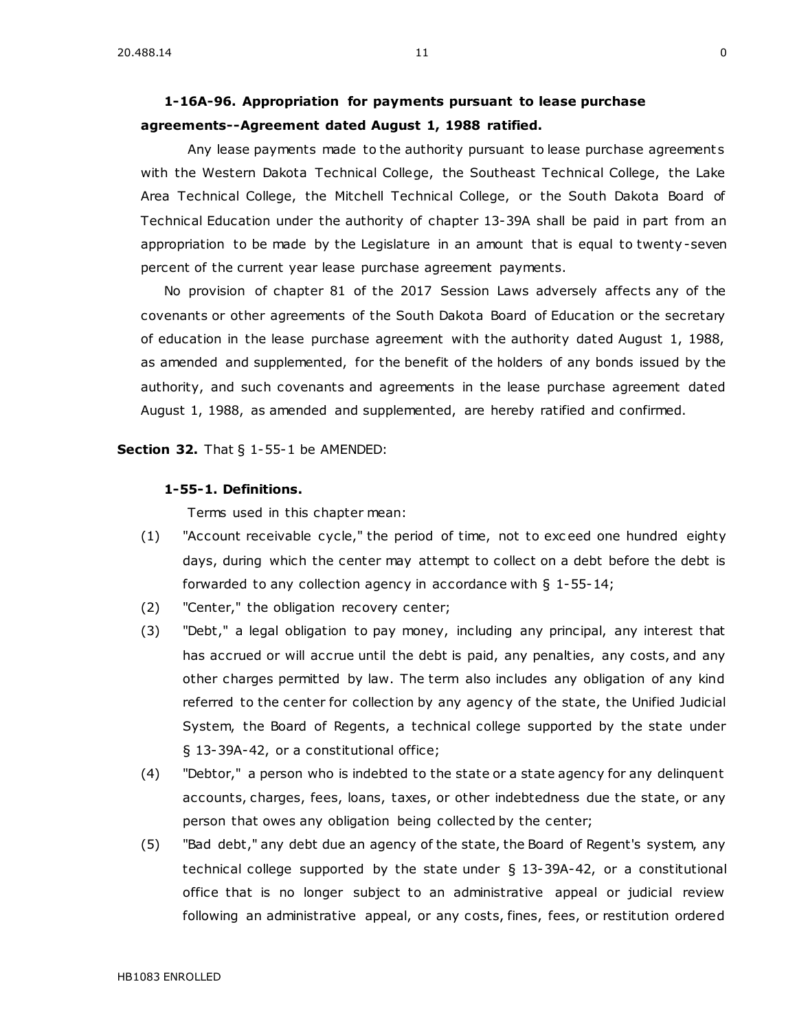**1-16A-96. Appropriation for payments pursuant to lease purchase agreements--Agreement dated August 1, 1988 ratified.**

Any lease payments made to the authority pursuant to lease purchase agreements with the Western Dakota Technical College, the Southeast Technical College, the Lake Area Technical College, the Mitchell Technical College, or the South Dakota Board of Technical Education under the authority of chapter 13-39A shall be paid in part from an appropriation to be made by the Legislature in an amount that is equal to twenty-seven percent of the current year lease purchase agreement payments.

No provision of chapter 81 of the 2017 Session Laws adversely affects any of the covenants or other agreements of the South Dakota Board of Education or the secretary of education in the lease purchase agreement with the authority dated August 1, 1988, as amended and supplemented, for the benefit of the holders of any bonds issued by the authority, and such covenants and agreements in the lease purchase agreement dated August 1, 1988, as amended and supplemented, are hereby ratified and confirmed.

**Section 32.** That § 1-55-1 be AMENDED:

**1-55-1. Definitions.**

Terms used in this chapter mean:

(1) "Account receivable cycle," the period of time, not to exceed one hundred eighty days, during which the center may attempt to collect on a debt before the debt is forwarded to any collection agency in accordance with § 1-55-14;

(2) "Center," the obligation recovery center;

(3) "Debt," a legal obligation to pay money, including any principal, any interest that has accrued or will accrue until the debt is paid, any penalties, any costs, and any other charges permitted by law. The term also includes any obligation of any kind referred to the center for collection by any agency of the state, the Unified Judicial System, the Board of Regents, a technical college supported by the state under § 13-39A-42, or a constitutional office;

(4) "Debtor," a person who is indebted to the state or a state agency for any delinquent accounts, charges, fees, loans, taxes, or other indebtedness due the state, or any person that owes any obligation being collected by the center;

(5) "Bad debt," any debt due an agency of the state, the Board of Regent's system, any technical college supported by the state under § 13-39A-42, or a constitutional office that is no longer subject to an administrative appeal or judicial review following an administrative appeal, or any costs, fines, fees, or restitution ordered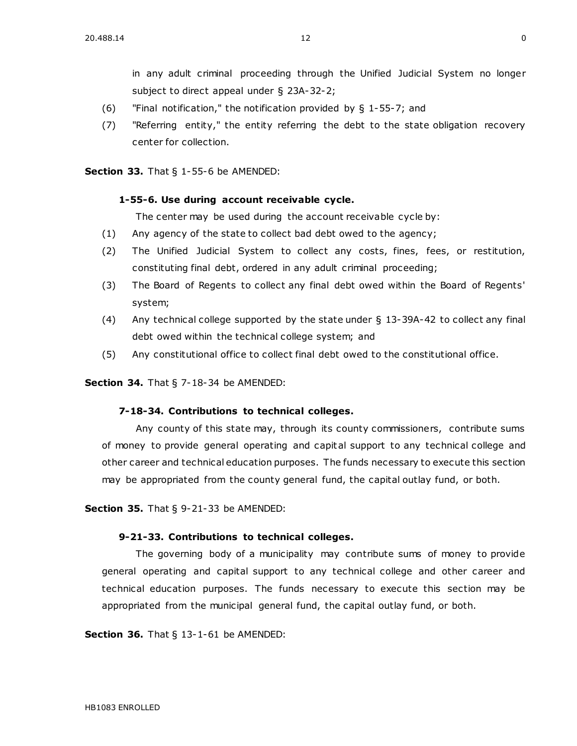in any adult criminal proceeding through the Unified Judicial System no longer subject to direct appeal under § 23A-32-2;

(6) "Final notification," the notification provided by § 1-55-7; and

(7) "Referring entity," the entity referring the debt to the state obligation recovery center for collection.

**Section 33.** That § 1-55-6 be AMENDED:

**1-55-6. Use during account receivable cycle.**

The center may be used during the account receivable cycle by:

(1) Any agency of the state to collect bad debt owed to the agency;

(2) The Unified Judicial System to collect any costs, fines, fees, or restitution, constituting final debt, ordered in any adult criminal proceeding;

(3) The Board of Regents to collect any final debt owed within the Board of Regents' system;

(4) Any technical college supported by the state under § 13-39A-42 to collect any final debt owed within the technical college system; and

(5) Any constitutional office to collect final debt owed to the constitutional office.

**Section 34.** That § 7-18-34 be AMENDED:

**7-18-34. Contributions to technical colleges.**

Any county of this state may, through its county commissioners, contribute sums of money to provide general operating and capital support to any technical college and other career and technical education purposes. The funds necessary to execute this section may be appropriated from the county general fund, the capital outlay fund, or both.

**Section 35.** That § 9-21-33 be AMENDED:

**9-21-33. Contributions to technical colleges.**

The governing body of a municipality may contribute sums of money to provide general operating and capital support to any technical college and other career and technical education purposes. The funds necessary to execute this section may be appropriated from the municipal general fund, the capital outlay fund, or both.

**Section 36.** That § 13-1-61 be AMENDED: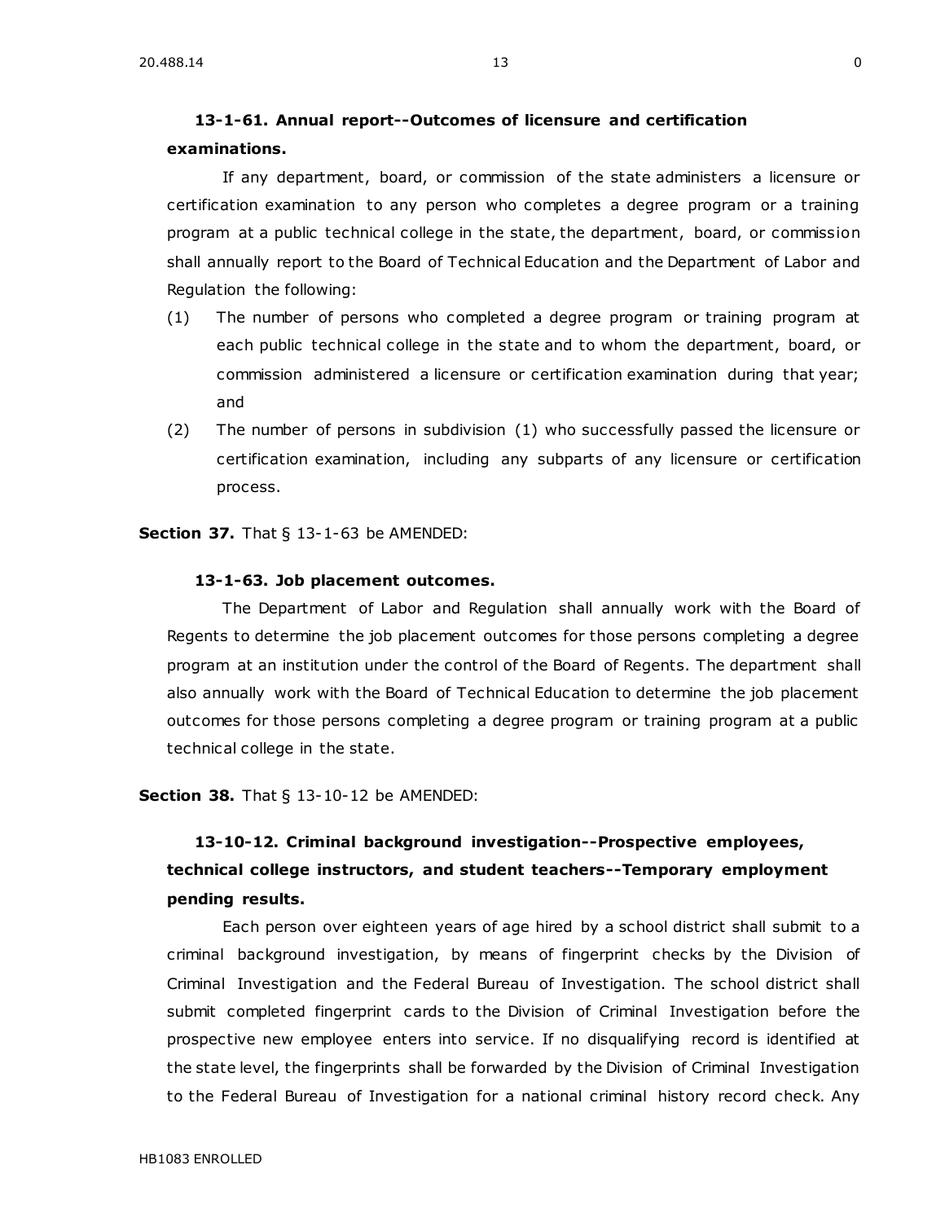**13-1-61. Annual report--Outcomes of licensure and certification examinations.**

If any department, board, or commission of the state administers a licensure or certification examination to any person who completes a degree program or a training program at a public technical college in the state, the department, board, or commission shall annually report to the Board of Technical Education and the Department of Labor and Regulation the following:

(1) The number of persons who completed a degree program or training program at each public technical college in the state and to whom the department, board, or commission administered a licensure or certification examination during that year; and

(2) The number of persons in subdivision (1) who successfully passed the licensure or certification examination, including any subparts of any licensure or certification process.

**Section 37.** That § 13-1-63 be AMENDED:

**13-1-63. Job placement outcomes.**

The Department of Labor and Regulation shall annually work with the Board of Regents to determine the job placement outcomes for those persons completing a degree program at an institution under the control of the Board of Regents. The department shall also annually work with the Board of Technical Education to determine the job placement outcomes for those persons completing a degree program or training program at a public technical college in the state.

**Section 38.** That § 13-10-12 be AMENDED:

**13-10-12. Criminal background investigation--Prospective employees, technical college instructors, and student teachers--Temporary employment pending results.**

Each person over eighteen years of age hired by a school district shall submit to a criminal background investigation, by means of fingerprint checks by the Division of Criminal Investigation and the Federal Bureau of Investigation. The school district shall submit completed fingerprint cards to the Division of Criminal Investigation before the prospective new employee enters into service. If no disqualifying record is identified at the state level, the fingerprints shall be forwarded by the Division of Criminal Investigation to the Federal Bureau of Investigation for a national criminal history record check. Any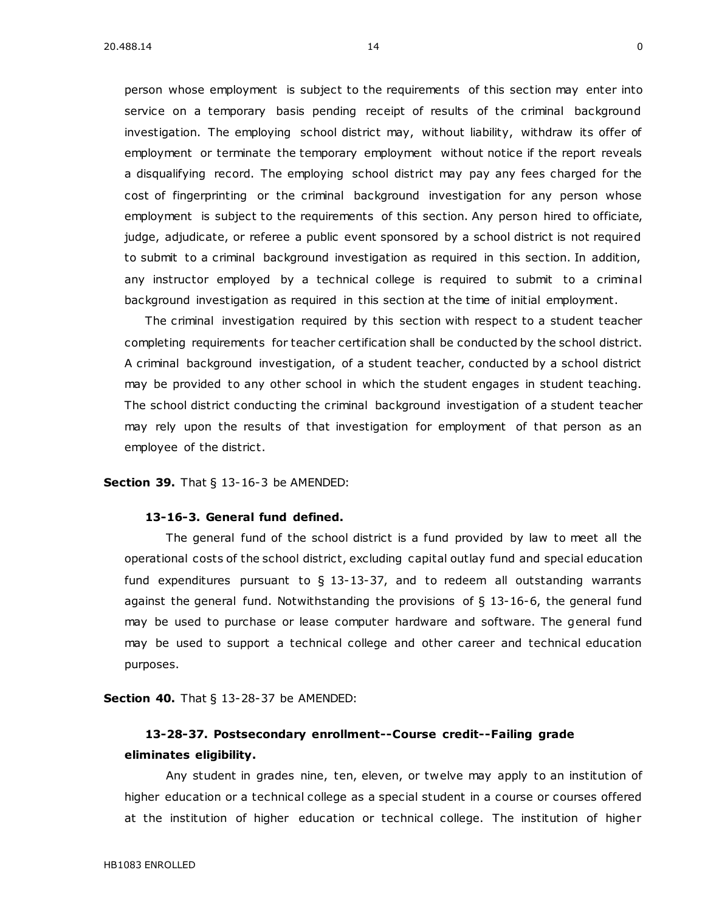person whose employment is subject to the requirements of this section may enter into service on a temporary basis pending receipt of results of the criminal background investigation. The employing school district may, without liability, withdraw its offer of employment or terminate the temporary employment without notice if the report reveals a disqualifying record. The employing school district may pay any fees charged for the cost of fingerprinting or the criminal background investigation for any person whose employment is subject to the requirements of this section. Any person hired to officiate, judge, adjudicate, or referee a public event sponsored by a school district is not required to submit to a criminal background investigation as required in this section. In addition, any instructor employed by a technical college is required to submit to a criminal background investigation as required in this section at the time of initial employment.

The criminal investigation required by this section with respect to a student teacher completing requirements for teacher certification shall be conducted by the school district. A criminal background investigation, of a student teacher, conducted by a school district may be provided to any other school in which the student engages in student teaching. The school district conducting the criminal background investigation of a student teacher may rely upon the results of that investigation for employment of that person as an employee of the district.

**Section 39.** That § 13-16-3 be AMENDED:

**13-16-3. General fund defined.**

The general fund of the school district is a fund provided by law to meet all the operational costs of the school district, excluding capital outlay fund and special education fund expenditures pursuant to § 13-13-37, and to redeem all outstanding warrants against the general fund. Notwithstanding the provisions of § 13-16-6, the general fund may be used to purchase or lease computer hardware and software. The general fund may be used to support a technical college and other career and technical education purposes.

**Section 40.** That § 13-28-37 be AMENDED:

**13-28-37. Postsecondary enrollment--Course credit--Failing grade eliminates eligibility.**

Any student in grades nine, ten, eleven, or twelve may apply to an institution of higher education or a technical college as a special student in a course or courses offered at the institution of higher education or technical college. The institution of higher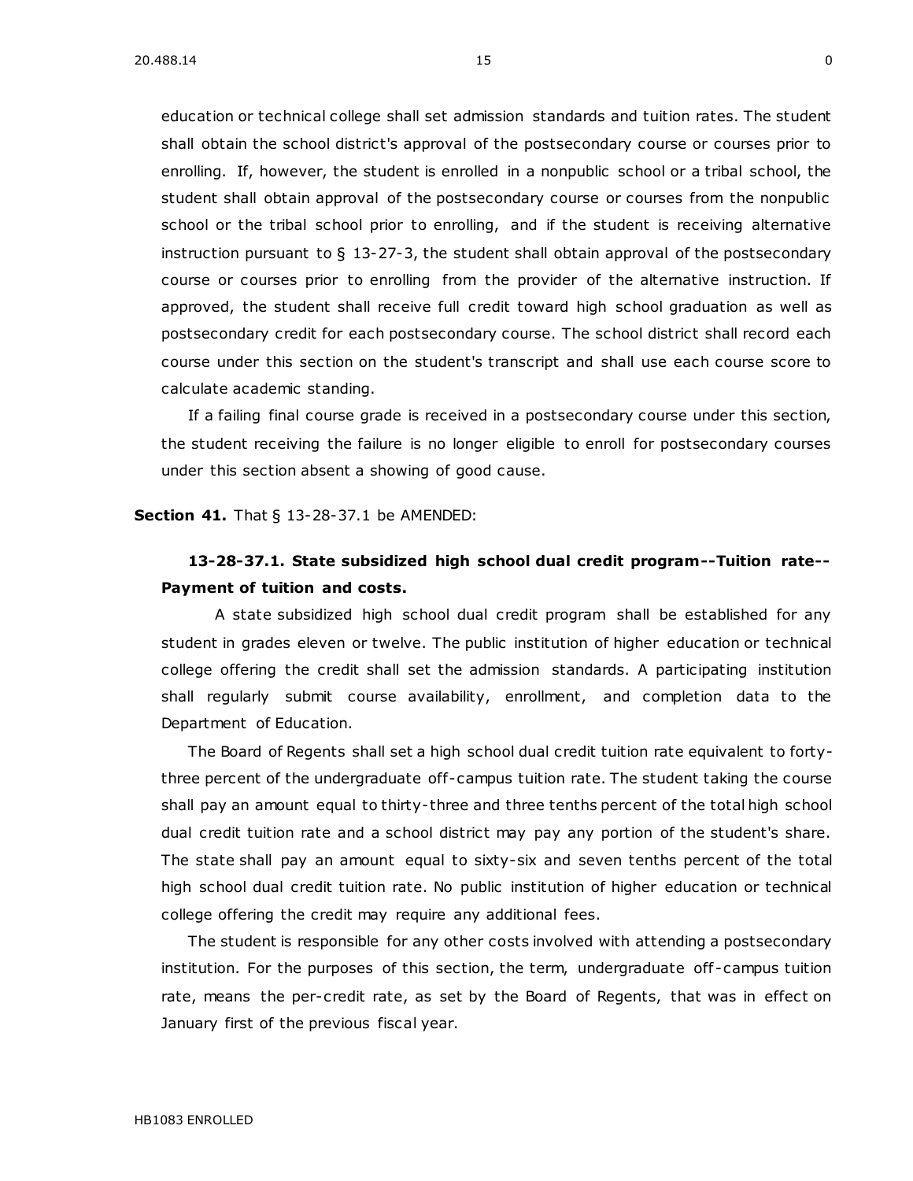education or technical college shall set admission standards and tuition rates. The student shall obtain the school district's approval of the postsecondary course or courses prior to enrolling. If, however, the student is enrolled in a nonpublic school or a tribal school, the student shall obtain approval of the postsecondary course or courses from the nonpublic school or the tribal school prior to enrolling, and if the student is receiving alternative instruction pursuant to § 13-27-3, the student shall obtain approval of the postsecondary course or courses prior to enrolling from the provider of the alternative instruction. If approved, the student shall receive full credit toward high school graduation as well as postsecondary credit for each postsecondary course. The school district shall record each course under this section on the student's transcript and shall use each course score to calculate academic standing.

If a failing final course grade is received in a postsecondary course under this section, the student receiving the failure is no longer eligible to enroll for postsecondary courses under this section absent a showing of good cause.

**Section 41.** That § 13-28-37.1 be AMENDED:

**13-28-37.1. State subsidized high school dual credit program--Tuition rate--Payment of tuition and costs.**

A state subsidized high school dual credit program shall be established for any student in grades eleven or twelve. The public institution of higher education or technical college offering the credit shall set the admission standards. A participating institution shall regularly submit course availability, enrollment, and completion data to the Department of Education.

The Board of Regents shall set a high school dual credit tuition rate equivalent to forty-three percent of the undergraduate off-campus tuition rate. The student taking the course shall pay an amount equal to thirty-three and three tenths percent of the total high school dual credit tuition rate and a school district may pay any portion of the student's share. The state shall pay an amount equal to sixty-six and seven tenths percent of the total high school dual credit tuition rate. No public institution of higher education or technical college offering the credit may require any additional fees.

The student is responsible for any other costs involved with attending a postsecondary institution. For the purposes of this section, the term, undergraduate off-campus tuition rate, means the per-credit rate, as set by the Board of Regents, that was in effect on January first of the previous fiscal year.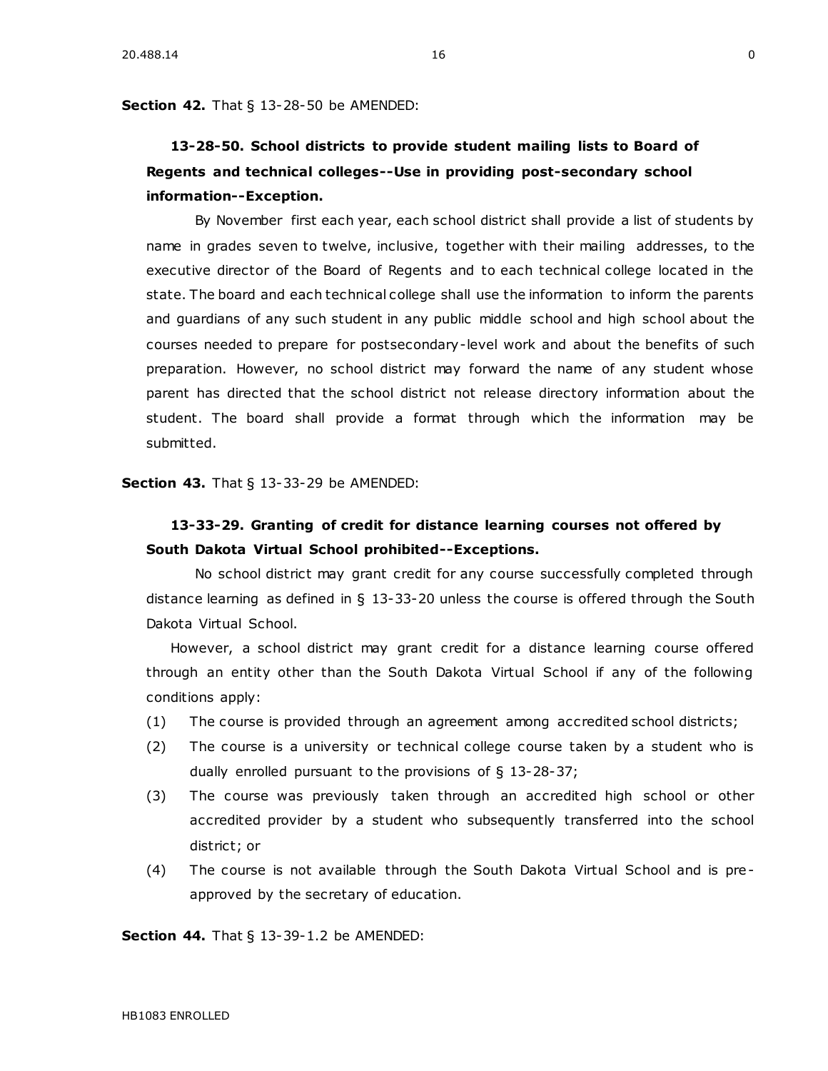**Section 42.** That § 13-28-50 be AMENDED:

**13-28-50. School districts to provide student mailing lists to Board of Regents and technical colleges--Use in providing post-secondary school information--Exception.**

By November first each year, each school district shall provide a list of students by name in grades seven to twelve, inclusive, together with their mailing addresses, to the executive director of the Board of Regents and to each technical college located in the state. The board and each technical college shall use the information to inform the parents and guardians of any such student in any public middle school and high school about the courses needed to prepare for postsecondary-level work and about the benefits of such preparation. However, no school district may forward the name of any student whose parent has directed that the school district not release directory information about the student. The board shall provide a format through which the information may be submitted.

**Section 43.** That § 13-33-29 be AMENDED:

**13-33-29. Granting of credit for distance learning courses not offered by South Dakota Virtual School prohibited--Exceptions.**

No school district may grant credit for any course successfully completed through distance learning as defined in § 13-33-20 unless the course is offered through the South Dakota Virtual School.

However, a school district may grant credit for a distance learning course offered through an entity other than the South Dakota Virtual School if any of the following conditions apply:

(1) The course is provided through an agreement among accredited school districts;

(2) The course is a university or technical college course taken by a student who is dually enrolled pursuant to the provisions of § 13-28-37;

(3) The course was previously taken through an accredited high school or other accredited provider by a student who subsequently transferred into the school district; or

(4) The course is not available through the South Dakota Virtual School and is pre-approved by the secretary of education.

**Section 44.** That § 13-39-1.2 be AMENDED: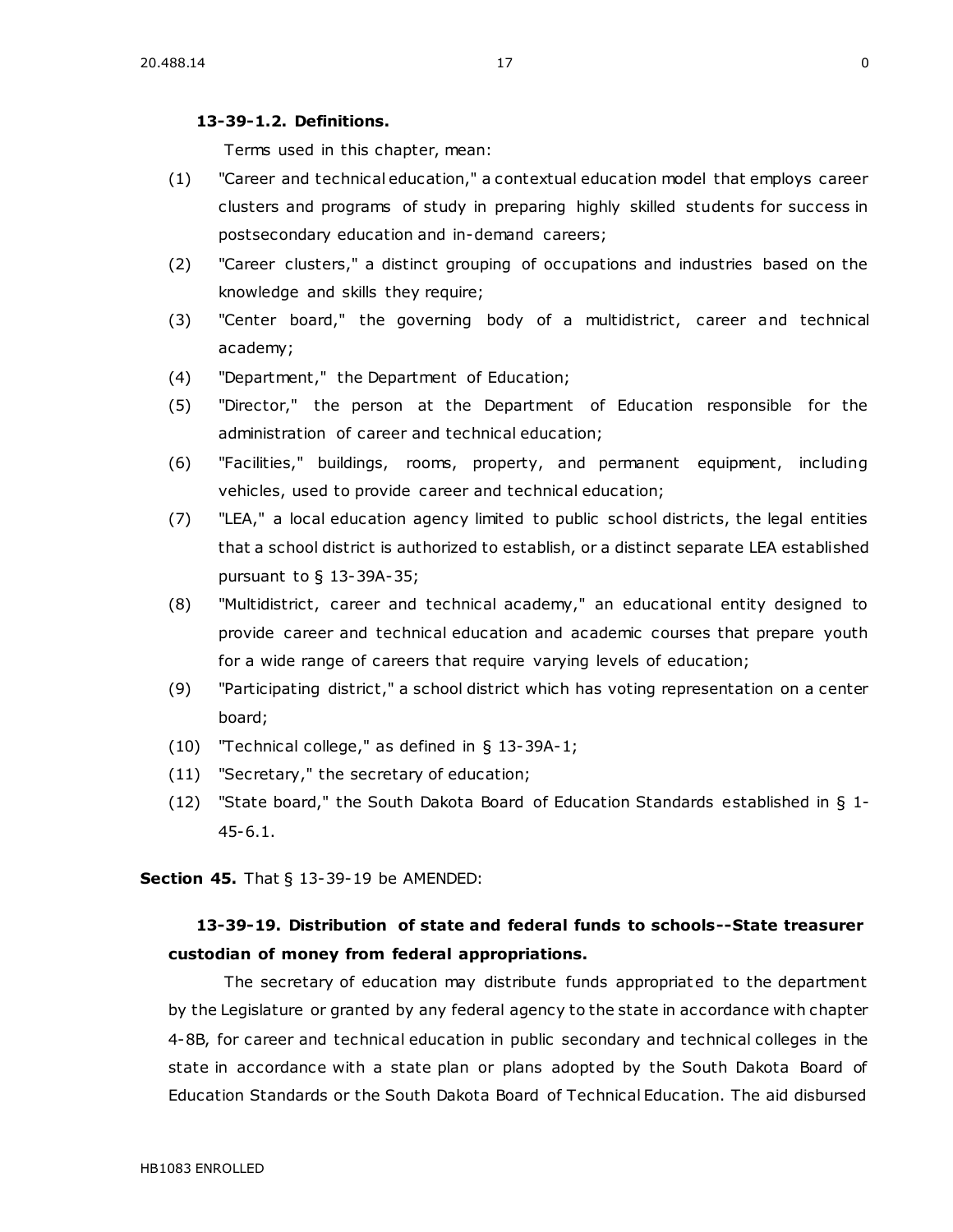**13-39-1.2. Definitions.**

Terms used in this chapter, mean:

(1) "Career and technical education," a contextual education model that employs career clusters and programs of study in preparing highly skilled students for success in postsecondary education and in-demand careers;

(2) "Career clusters," a distinct grouping of occupations and industries based on the knowledge and skills they require;

(3) "Center board," the governing body of a multidistrict, career and technical academy;

(4) "Department," the Department of Education;

(5) "Director," the person at the Department of Education responsible for the administration of career and technical education;

(6) "Facilities," buildings, rooms, property, and permanent equipment, including vehicles, used to provide career and technical education;

(7) "LEA," a local education agency limited to public school districts, the legal entities that a school district is authorized to establish, or a distinct separate LEA established pursuant to § 13-39A-35;

(8) "Multidistrict, career and technical academy," an educational entity designed to provide career and technical education and academic courses that prepare youth for a wide range of careers that require varying levels of education;

(9) "Participating district," a school district which has voting representation on a center board;

(10) "Technical college," as defined in § 13-39A-1;

(11) "Secretary," the secretary of education;

(12) "State board," the South Dakota Board of Education Standards established in § 1-45-6.1.

**Section 45.** That § 13-39-19 be AMENDED:

**13-39-19. Distribution of state and federal funds to schools--State treasurer custodian of money from federal appropriations.**

The secretary of education may distribute funds appropriated to the department by the Legislature or granted by any federal agency to the state in accordance with chapter 4-8B, for career and technical education in public secondary and technical colleges in the state in accordance with a state plan or plans adopted by the South Dakota Board of Education Standards or the South Dakota Board of Technical Education. The aid disbursed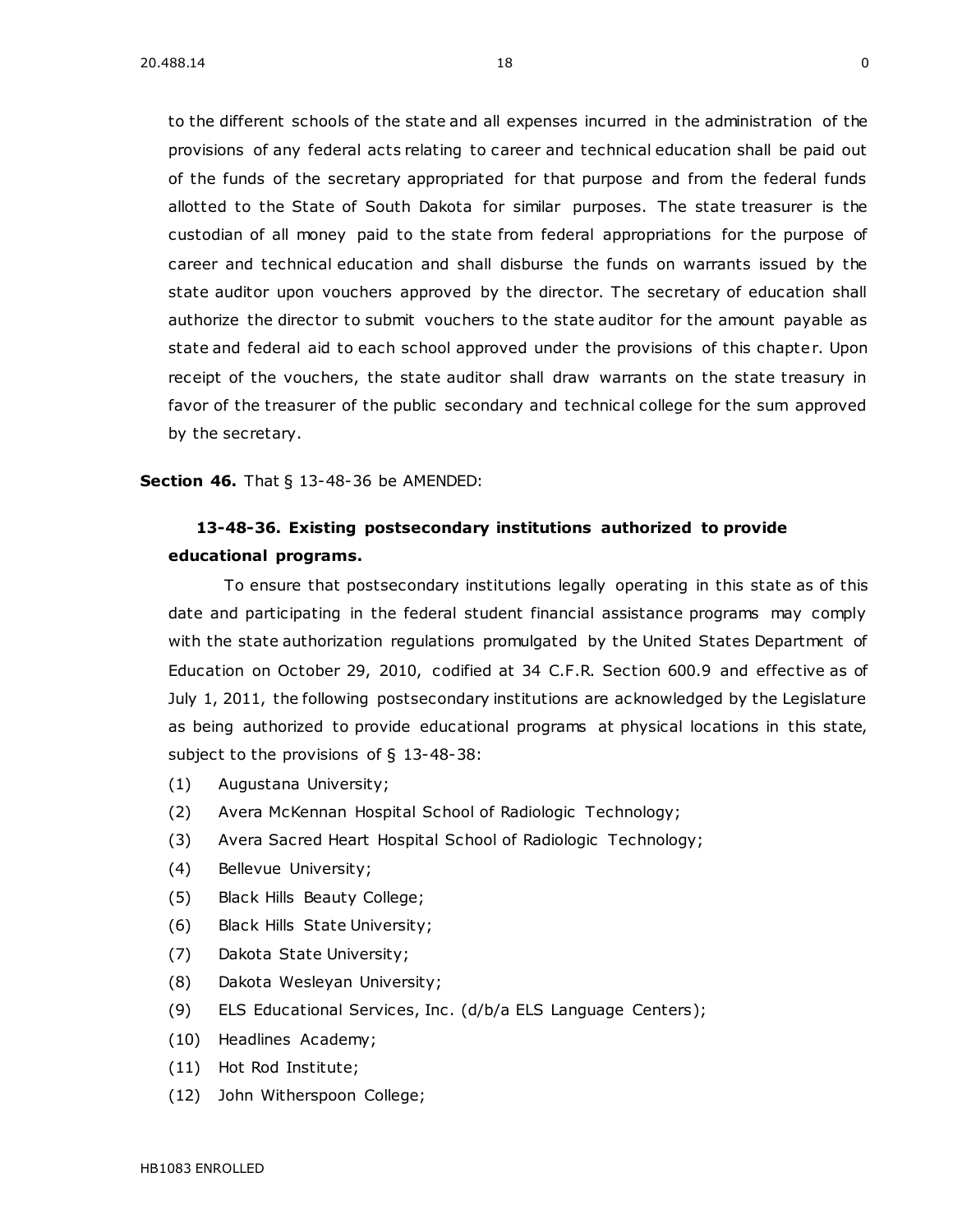to the different schools of the state and all expenses incurred in the administration of the provisions of any federal acts relating to career and technical education shall be paid out of the funds of the secretary appropriated for that purpose and from the federal funds allotted to the State of South Dakota for similar purposes. The state treasurer is the custodian of all money paid to the state from federal appropriations for the purpose of career and technical education and shall disburse the funds on warrants issued by the state auditor upon vouchers approved by the director. The secretary of education shall authorize the director to submit vouchers to the state auditor for the amount payable as state and federal aid to each school approved under the provisions of this chapter. Upon receipt of the vouchers, the state auditor shall draw warrants on the state treasury in favor of the treasurer of the public secondary and technical college for the sum approved by the secretary.

**Section 46.** That § 13-48-36 be AMENDED:

**13-48-36. Existing postsecondary institutions authorized to provide educational programs.**

To ensure that postsecondary institutions legally operating in this state as of this date and participating in the federal student financial assistance programs may comply with the state authorization regulations promulgated by the United States Department of Education on October 29, 2010, codified at 34 C.F.R. Section 600.9 and effective as of July 1, 2011, the following postsecondary institutions are acknowledged by the Legislature as being authorized to provide educational programs at physical locations in this state, subject to the provisions of § 13-48-38:

(1) Augustana University;

(2) Avera McKennan Hospital School of Radiologic Technology;

(3) Avera Sacred Heart Hospital School of Radiologic Technology;

(4) Bellevue University;

(5) Black Hills Beauty College;

(6) Black Hills State University;

(7) Dakota State University;

(8) Dakota Wesleyan University;

(9) ELS Educational Services, Inc. (d/b/a ELS Language Centers);

(10) Headlines Academy;

(11) Hot Rod Institute;

(12) John Witherspoon College;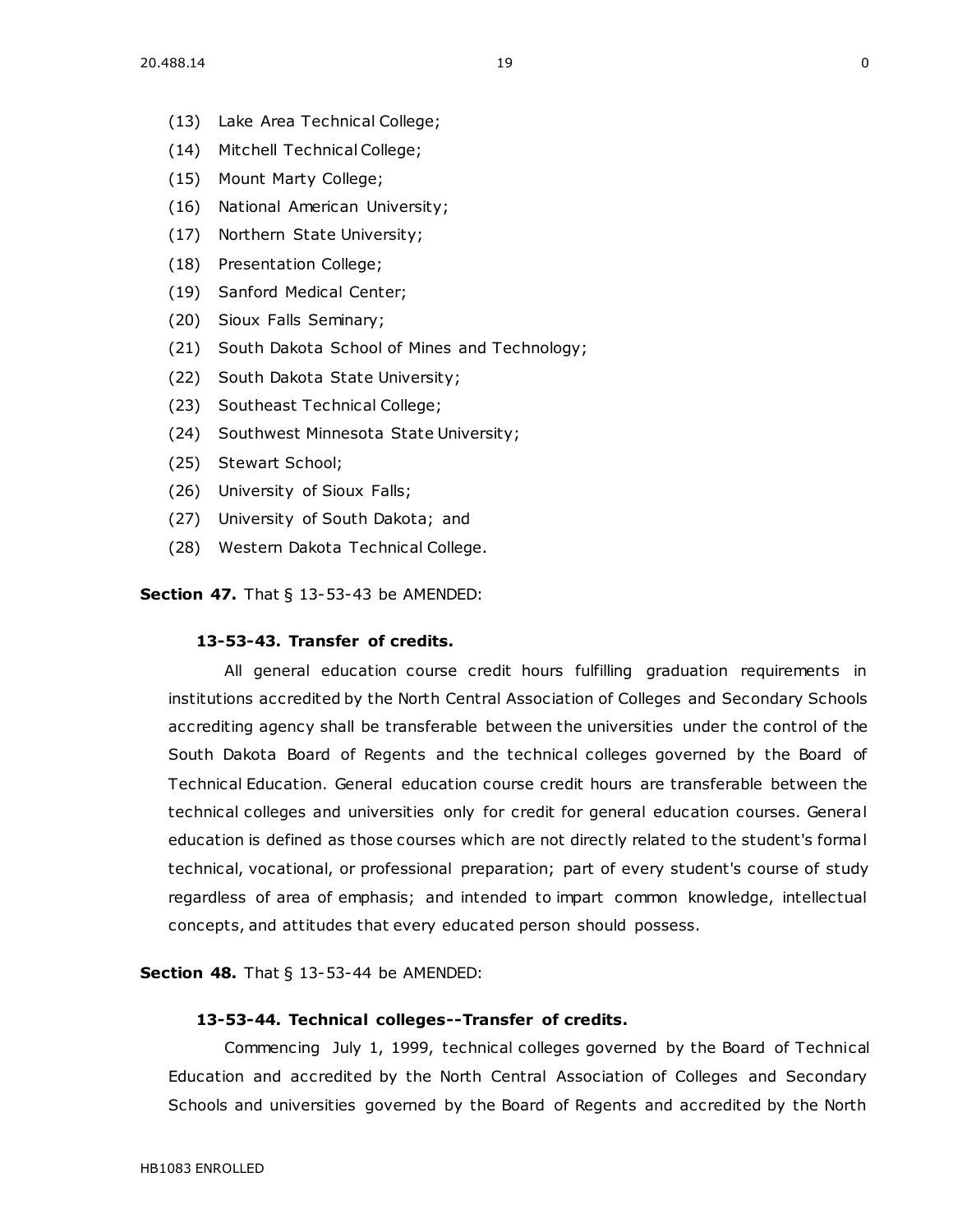(13) Lake Area Technical College;

(14) Mitchell Technical College;

(15) Mount Marty College;

(16) National American University;

(17) Northern State University;

(18) Presentation College;

(19) Sanford Medical Center;

(20) Sioux Falls Seminary;

(21) South Dakota School of Mines and Technology;

(22) South Dakota State University;

(23) Southeast Technical College;

(24) Southwest Minnesota State University;

(25) Stewart School;

(26) University of Sioux Falls;

(27) University of South Dakota; and

(28) Western Dakota Technical College.

**Section 47.** That § 13-53-43 be AMENDED:

**13-53-43. Transfer of credits.**

All general education course credit hours fulfilling graduation requirements in institutions accredited by the North Central Association of Colleges and Secondary Schools accrediting agency shall be transferable between the universities under the control of the South Dakota Board of Regents and the technical colleges governed by the Board of Technical Education. General education course credit hours are transferable between the technical colleges and universities only for credit for general education courses. General education is defined as those courses which are not directly related to the student's formal technical, vocational, or professional preparation; part of every student's course of study regardless of area of emphasis; and intended to impart common knowledge, intellectual concepts, and attitudes that every educated person should possess.

**Section 48.** That § 13-53-44 be AMENDED:

**13-53-44. Technical colleges--Transfer of credits.**

Commencing July 1, 1999, technical colleges governed by the Board of Technical Education and accredited by the North Central Association of Colleges and Secondary Schools and universities governed by the Board of Regents and accredited by the North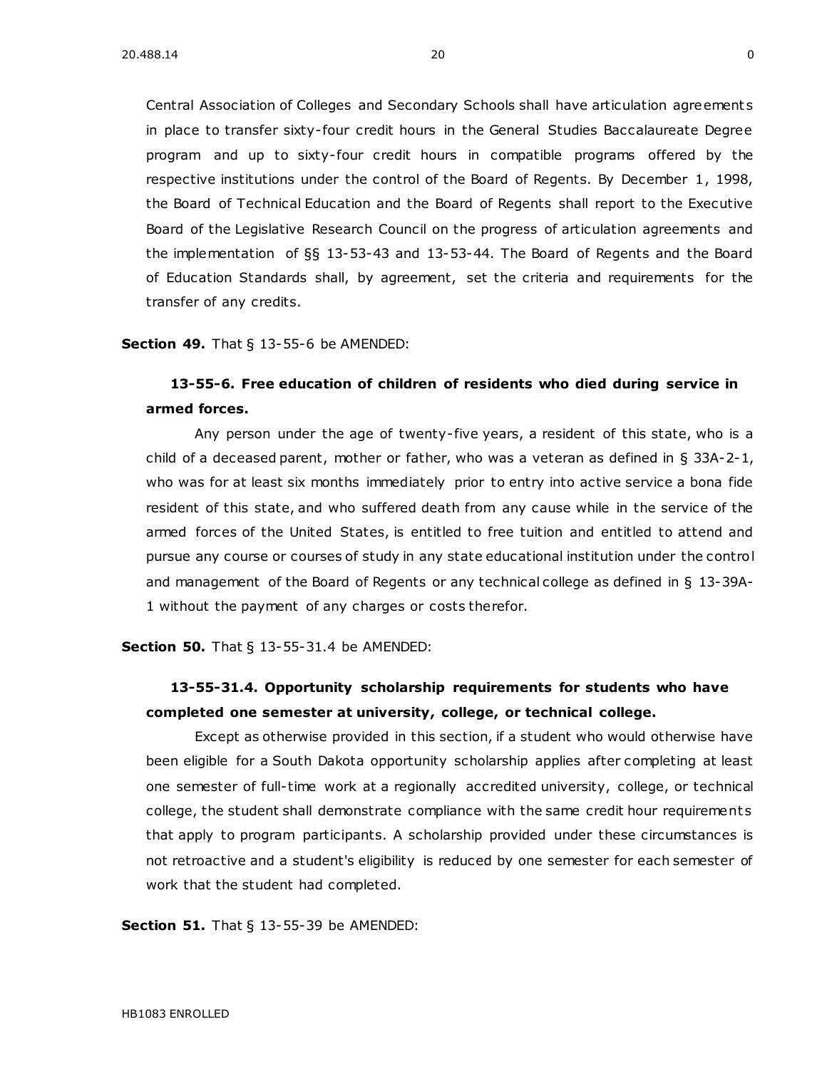Central Association of Colleges and Secondary Schools shall have articulation agreements in place to transfer sixty-four credit hours in the General Studies Baccalaureate Degree program and up to sixty-four credit hours in compatible programs offered by the respective institutions under the control of the Board of Regents. By December 1, 1998, the Board of Technical Education and the Board of Regents shall report to the Executive Board of the Legislative Research Council on the progress of articulation agreements and the implementation of §§ 13-53-43 and 13-53-44. The Board of Regents and the Board of Education Standards shall, by agreement, set the criteria and requirements for the transfer of any credits.

**Section 49.** That § 13-55-6 be AMENDED:

**13-55-6. Free education of children of residents who died during service in armed forces.**

Any person under the age of twenty-five years, a resident of this state, who is a child of a deceased parent, mother or father, who was a veteran as defined in § 33A-2-1, who was for at least six months immediately prior to entry into active service a bona fide resident of this state, and who suffered death from any cause while in the service of the armed forces of the United States, is entitled to free tuition and entitled to attend and pursue any course or courses of study in any state educational institution under the control and management of the Board of Regents or any technical college as defined in § 13-39A-1 without the payment of any charges or costs therefor.

**Section 50.** That § 13-55-31.4 be AMENDED:

**13-55-31.4. Opportunity scholarship requirements for students who have completed one semester at university, college, or technical college.**

Except as otherwise provided in this section, if a student who would otherwise have been eligible for a South Dakota opportunity scholarship applies after completing at least one semester of full-time work at a regionally accredited university, college, or technical college, the student shall demonstrate compliance with the same credit hour requirements that apply to program participants. A scholarship provided under these circumstances is not retroactive and a student's eligibility is reduced by one semester for each semester of work that the student had completed.

**Section 51.** That § 13-55-39 be AMENDED: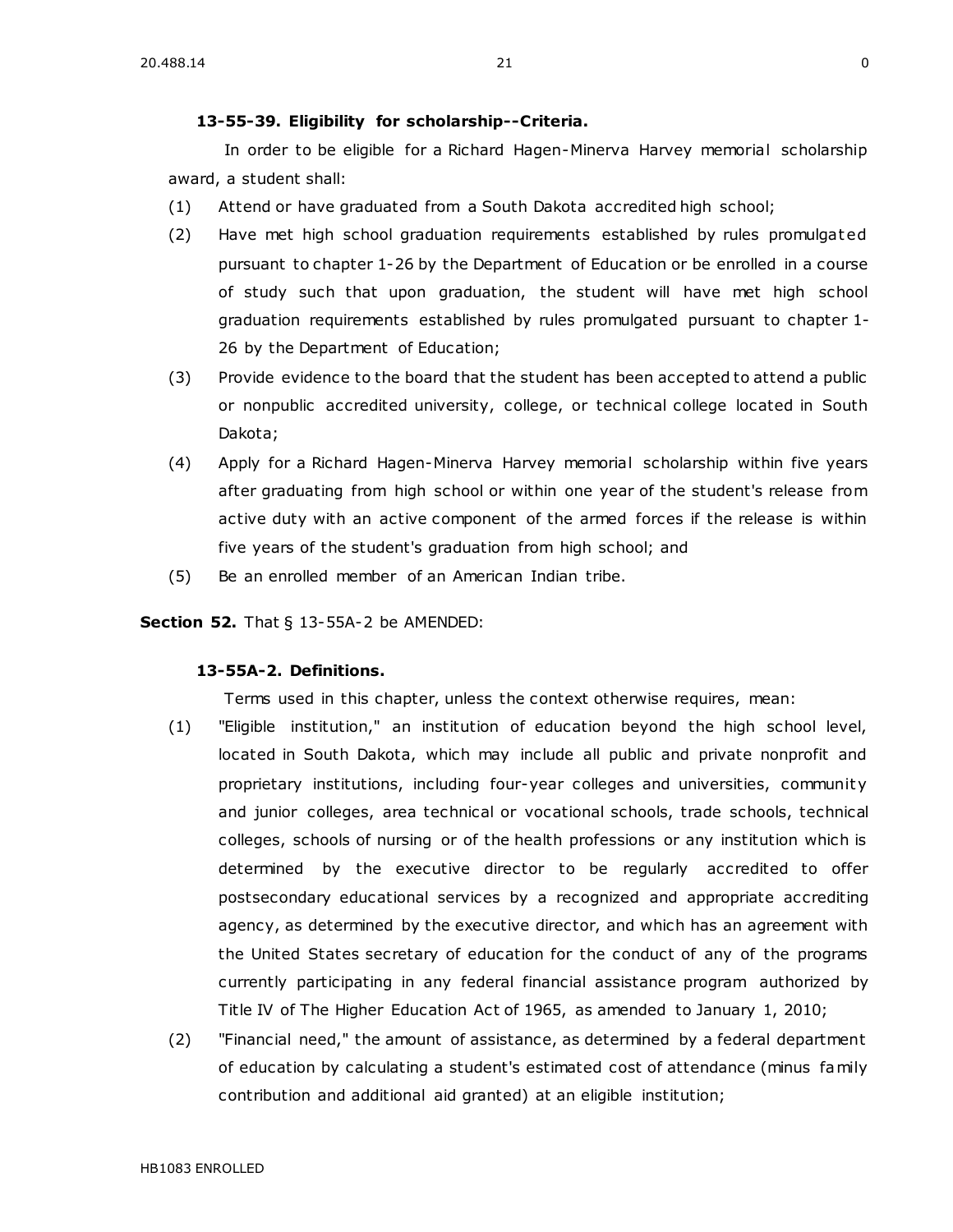**13-55-39. Eligibility for scholarship--Criteria.**

In order to be eligible for a Richard Hagen-Minerva Harvey memorial scholarship award, a student shall:

(1) Attend or have graduated from a South Dakota accredited high school;

(2) Have met high school graduation requirements established by rules promulgated pursuant to chapter 1-26 by the Department of Education or be enrolled in a course of study such that upon graduation, the student will have met high school graduation requirements established by rules promulgated pursuant to chapter 1-26 by the Department of Education;

(3) Provide evidence to the board that the student has been accepted to attend a public or nonpublic accredited university, college, or technical college located in South Dakota;

(4) Apply for a Richard Hagen-Minerva Harvey memorial scholarship within five years after graduating from high school or within one year of the student's release from active duty with an active component of the armed forces if the release is within five years of the student's graduation from high school; and

(5) Be an enrolled member of an American Indian tribe.

**Section 52.** That § 13-55A-2 be AMENDED:

**13-55A-2. Definitions.**

Terms used in this chapter, unless the context otherwise requires, mean:

(1) "Eligible institution," an institution of education beyond the high school level, located in South Dakota, which may include all public and private nonprofit and proprietary institutions, including four-year colleges and universities, community and junior colleges, area technical or vocational schools, trade schools, technical colleges, schools of nursing or of the health professions or any institution which is determined by the executive director to be regularly accredited to offer postsecondary educational services by a recognized and appropriate accrediting agency, as determined by the executive director, and which has an agreement with the United States secretary of education for the conduct of any of the programs currently participating in any federal financial assistance program authorized by Title IV of The Higher Education Act of 1965, as amended to January 1, 2010;

(2) "Financial need," the amount of assistance, as determined by a federal department of education by calculating a student's estimated cost of attendance (minus family contribution and additional aid granted) at an eligible institution;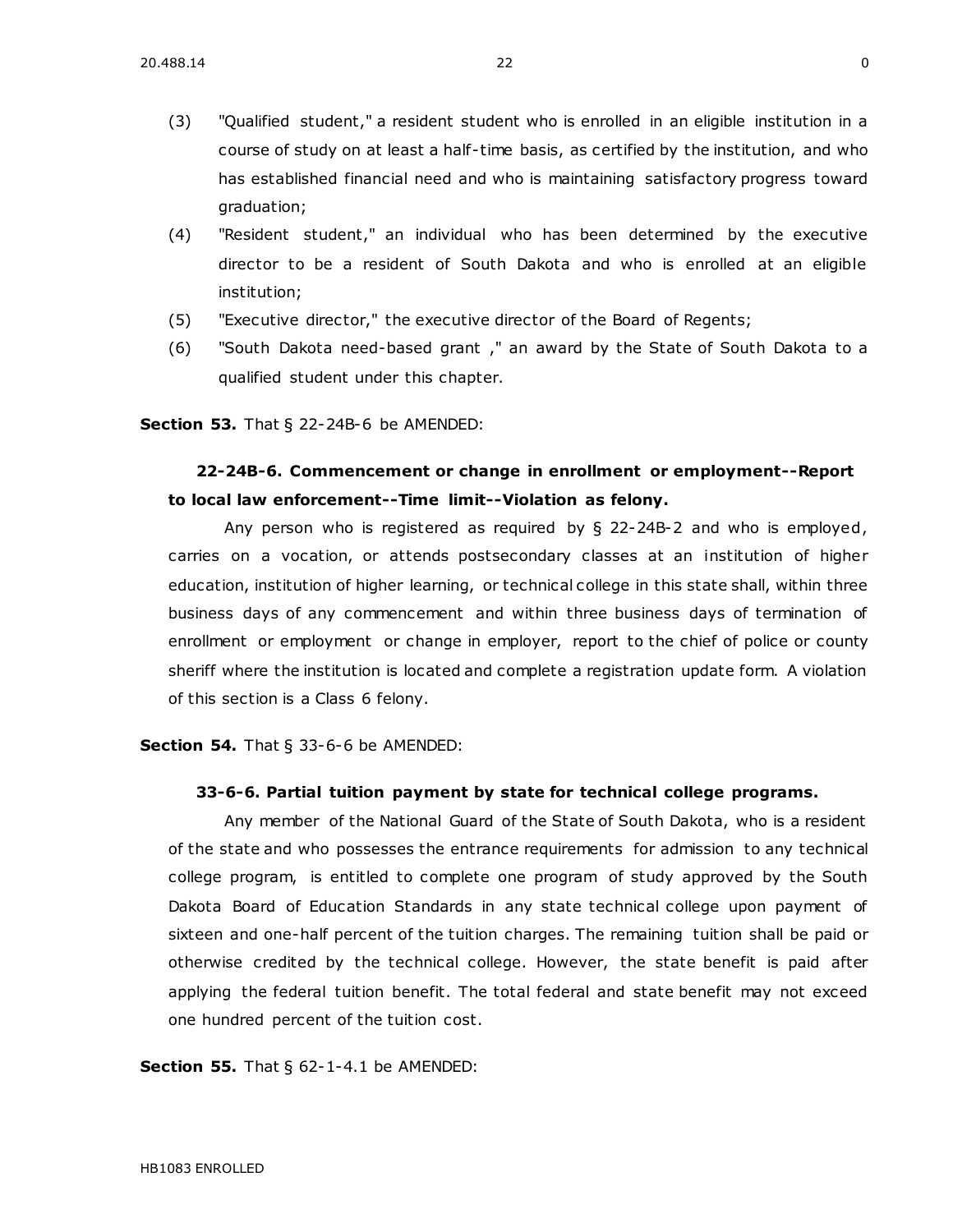(3) "Qualified student," a resident student who is enrolled in an eligible institution in a course of study on at least a half-time basis, as certified by the institution, and who has established financial need and who is maintaining satisfactory progress toward graduation;

(4) "Resident student," an individual who has been determined by the executive director to be a resident of South Dakota and who is enrolled at an eligible institution;

(5) "Executive director," the executive director of the Board of Regents;

(6) "South Dakota need-based grant ," an award by the State of South Dakota to a qualified student under this chapter.

**Section 53.** That § 22-24B-6 be AMENDED:

**22-24B-6. Commencement or change in enrollment or employment--Report to local law enforcement--Time limit--Violation as felony.**

Any person who is registered as required by § 22-24B-2 and who is employed, carries on a vocation, or attends postsecondary classes at an institution of higher education, institution of higher learning, or technical college in this state shall, within three business days of any commencement and within three business days of termination of enrollment or employment or change in employer, report to the chief of police or county sheriff where the institution is located and complete a registration update form. A violation of this section is a Class 6 felony.

**Section 54.** That § 33-6-6 be AMENDED:

**33-6-6. Partial tuition payment by state for technical college programs.**

Any member of the National Guard of the State of South Dakota, who is a resident of the state and who possesses the entrance requirements for admission to any technical college program, is entitled to complete one program of study approved by the South Dakota Board of Education Standards in any state technical college upon payment of sixteen and one-half percent of the tuition charges. The remaining tuition shall be paid or otherwise credited by the technical college. However, the state benefit is paid after applying the federal tuition benefit. The total federal and state benefit may not exceed one hundred percent of the tuition cost.

**Section 55.** That § 62-1-4.1 be AMENDED: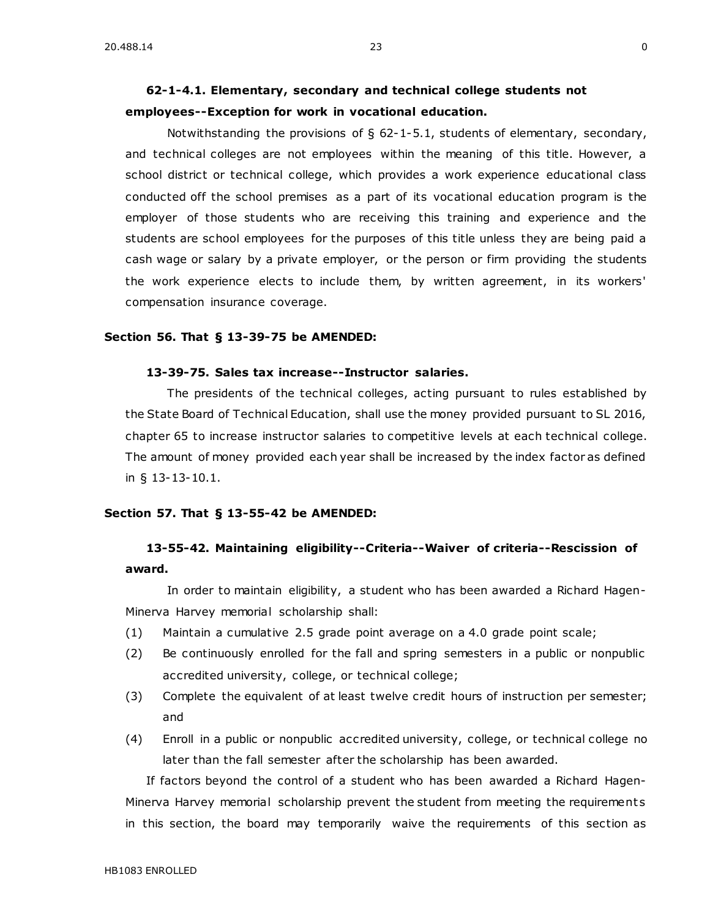**62-1-4.1. Elementary, secondary and technical college students not employees--Exception for work in vocational education.**

Notwithstanding the provisions of § 62-1-5.1, students of elementary, secondary, and technical colleges are not employees within the meaning of this title. However, a school district or technical college, which provides a work experience educational class conducted off the school premises as a part of its vocational education program is the employer of those students who are receiving this training and experience and the students are school employees for the purposes of this title unless they are being paid a cash wage or salary by a private employer, or the person or firm providing the students the work experience elects to include them, by written agreement, in its workers' compensation insurance coverage.

**Section 56. That § 13-39-75 be AMENDED:**

**13-39-75. Sales tax increase--Instructor salaries.**

The presidents of the technical colleges, acting pursuant to rules established by the State Board of Technical Education, shall use the money provided pursuant to SL 2016, chapter 65 to increase instructor salaries to competitive levels at each technical college. The amount of money provided each year shall be increased by the index factor as defined in § 13-13-10.1.

**Section 57. That § 13-55-42 be AMENDED:**

**13-55-42. Maintaining eligibility--Criteria--Waiver of criteria--Rescission of award.**

In order to maintain eligibility, a student who has been awarded a Richard Hagen-Minerva Harvey memorial scholarship shall:

(1) Maintain a cumulative 2.5 grade point average on a 4.0 grade point scale;

(2) Be continuously enrolled for the fall and spring semesters in a public or nonpublic accredited university, college, or technical college;

(3) Complete the equivalent of at least twelve credit hours of instruction per semester; and

(4) Enroll in a public or nonpublic accredited university, college, or technical college no later than the fall semester after the scholarship has been awarded.

If factors beyond the control of a student who has been awarded a Richard Hagen-Minerva Harvey memorial scholarship prevent the student from meeting the requirements in this section, the board may temporarily waive the requirements of this section as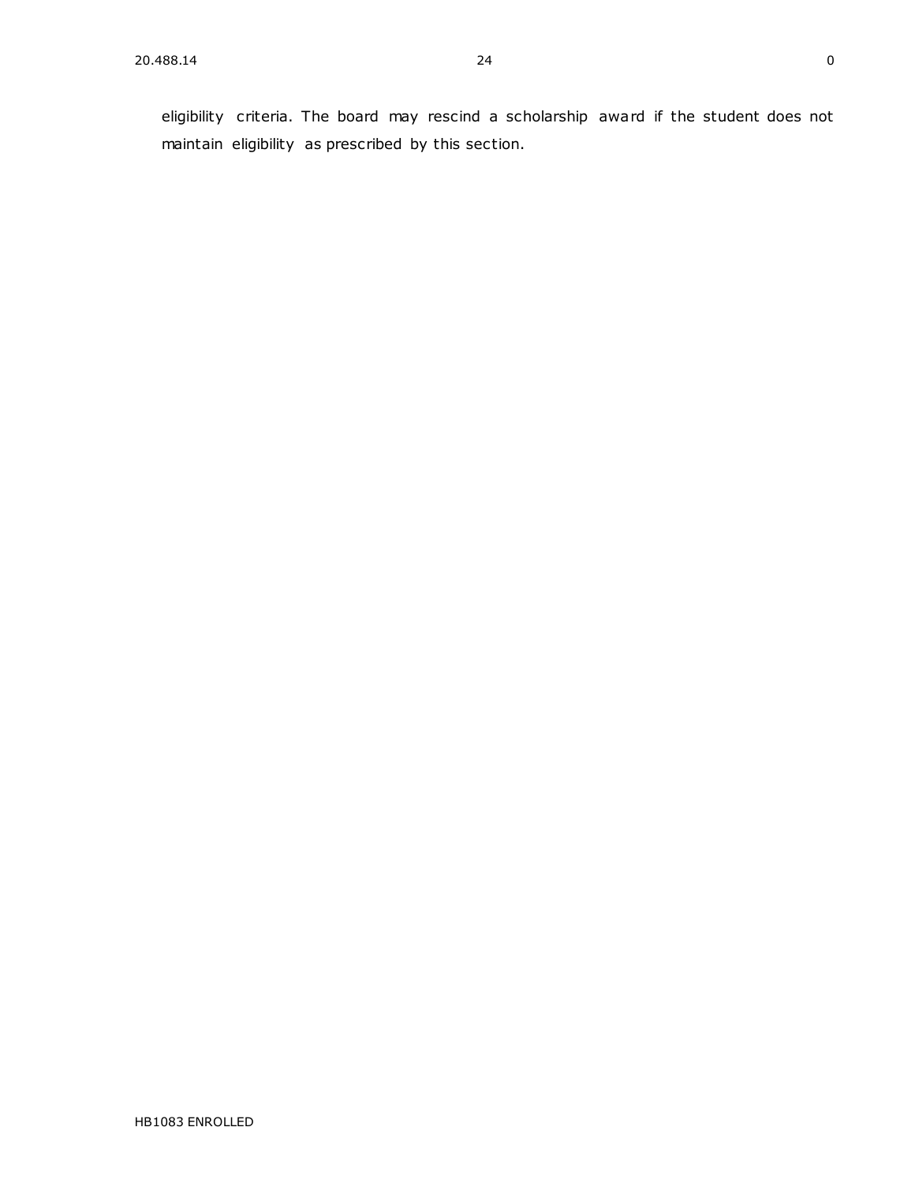eligibility criteria. The board may rescind a scholarship award if the student does not maintain eligibility as prescribed by this section.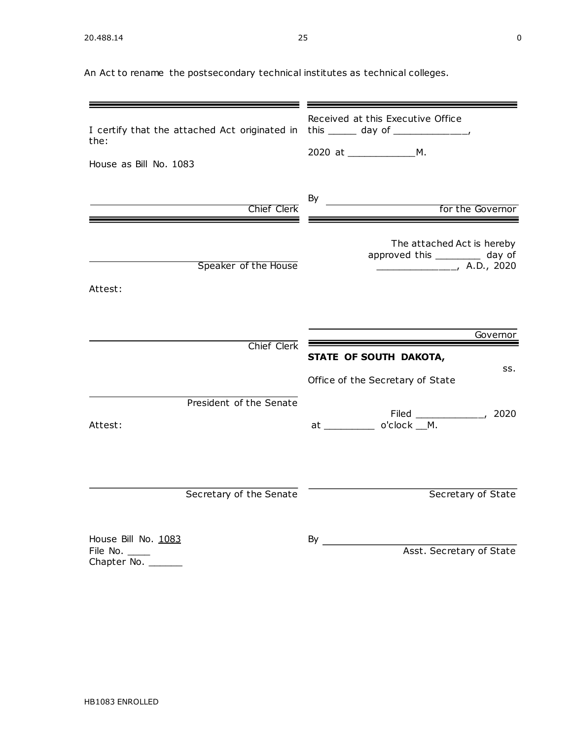An Act to rename the postsecondary technical institutes as technical colleges.

I certify that the attached Act originated in the:

House as Bill No. 1083

Chief Clerk

Speaker of the House

Attest:

Chief Clerk

President of the Senate

Attest:

Secretary of the Senate

House Bill No. 1083
File No. ____
Chapter No. ______

Received at this Executive Office this _____ day of _____________,

2020 at ____________M.

By ____________________ for the Governor

The attached Act is hereby approved this ________ day of ______________, A.D., 2020

Governor

**STATE OF SOUTH DAKOTA,**

ss.

Office of the Secretary of State

Filed ____________, 2020 at _________ o'clock __M.

Secretary of State

By ____________________ Asst. Secretary of State